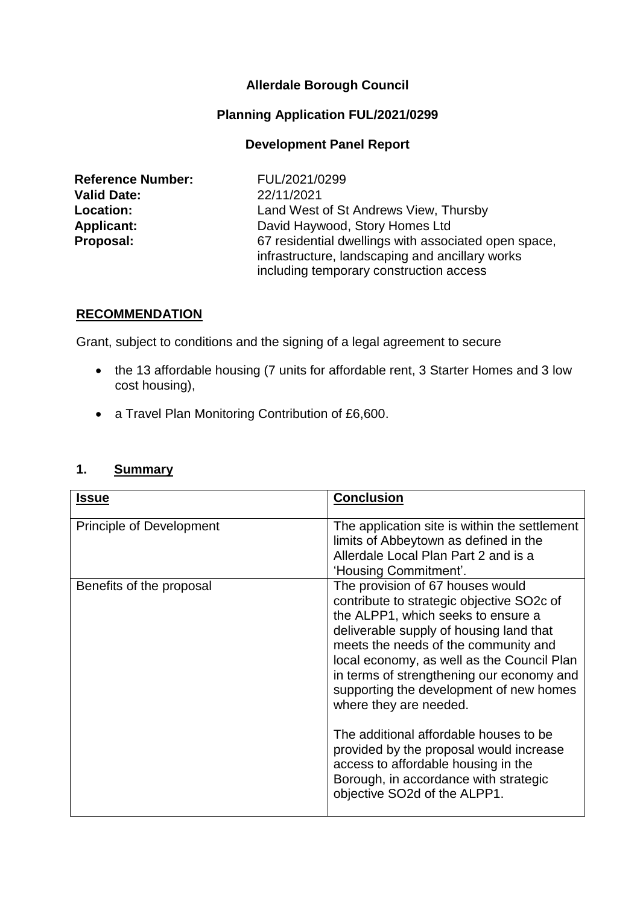**Allerdale Borough Council**

**Planning Application FUL/2021/0299**

**Development Panel Report**

| | |
|---|---|
| **Reference Number:** | FUL/2021/0299 |
| **Valid Date:** | 22/11/2021 |
| **Location:** | Land West of St Andrews View, Thursby |
| **Applicant:** | David Haywood, Story Homes Ltd |
| **Proposal:** | 67 residential dwellings with associated open space, infrastructure, landscaping and ancillary works including temporary construction access |

## RECOMMENDATION

Grant, subject to conditions and the signing of a legal agreement to secure

- the 13 affordable housing (7 units for affordable rent, 3 Starter Homes and 3 low cost housing),
- a Travel Plan Monitoring Contribution of £6,600.

## 1. Summary

| **Issue** | **Conclusion** |
|---|---|
| Principle of Development | The application site is within the settlement limits of Abbeytown as defined in the Allerdale Local Plan Part 2 and is a 'Housing Commitment'. |
| Benefits of the proposal | The provision of 67 houses would contribute to strategic objective SO2c of the ALPP1, which seeks to ensure a deliverable supply of housing land that meets the needs of the community and local economy, as well as the Council Plan in terms of strengthening our economy and supporting the development of new homes where they are needed.<br><br>The additional affordable houses to be provided by the proposal would increase access to affordable housing in the Borough, in accordance with strategic objective SO2d of the ALPP1. |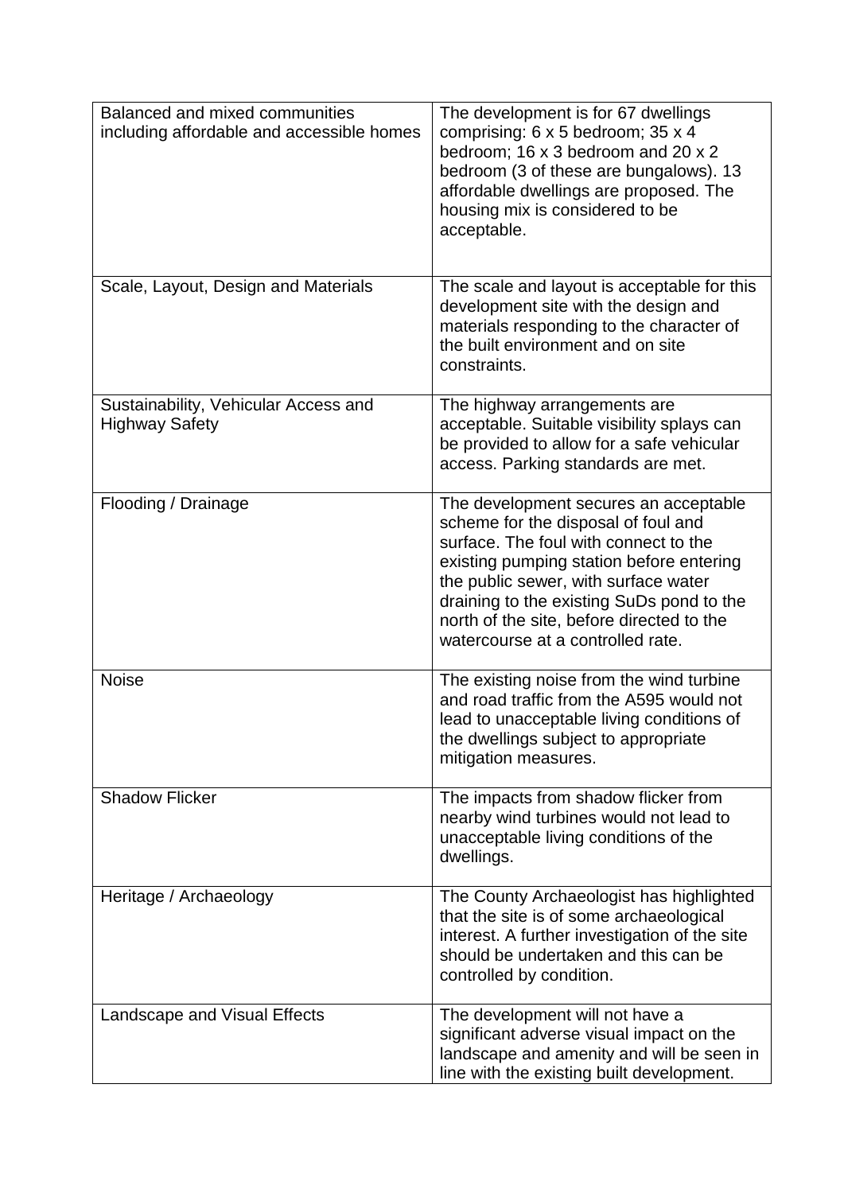| | |
|---|---|
| Balanced and mixed communities including affordable and accessible homes | The development is for 67 dwellings comprising: 6 x 5 bedroom; 35 x 4 bedroom; 16 x 3 bedroom and 20 x 2 bedroom (3 of these are bungalows). 13 affordable dwellings are proposed. The housing mix is considered to be acceptable. |
| Scale, Layout, Design and Materials | The scale and layout is acceptable for this development site with the design and materials responding to the character of the built environment and on site constraints. |
| Sustainability, Vehicular Access and Highway Safety | The highway arrangements are acceptable. Suitable visibility splays can be provided to allow for a safe vehicular access. Parking standards are met. |
| Flooding / Drainage | The development secures an acceptable scheme for the disposal of foul and surface. The foul with connect to the existing pumping station before entering the public sewer, with surface water draining to the existing SuDs pond to the north of the site, before directed to the watercourse at a controlled rate. |
| Noise | The existing noise from the wind turbine and road traffic from the A595 would not lead to unacceptable living conditions of the dwellings subject to appropriate mitigation measures. |
| Shadow Flicker | The impacts from shadow flicker from nearby wind turbines would not lead to unacceptable living conditions of the dwellings. |
| Heritage / Archaeology | The County Archaeologist has highlighted that the site is of some archaeological interest. A further investigation of the site should be undertaken and this can be controlled by condition. |
| Landscape and Visual Effects | The development will not have a significant adverse visual impact on the landscape and amenity and will be seen in line with the existing built development. |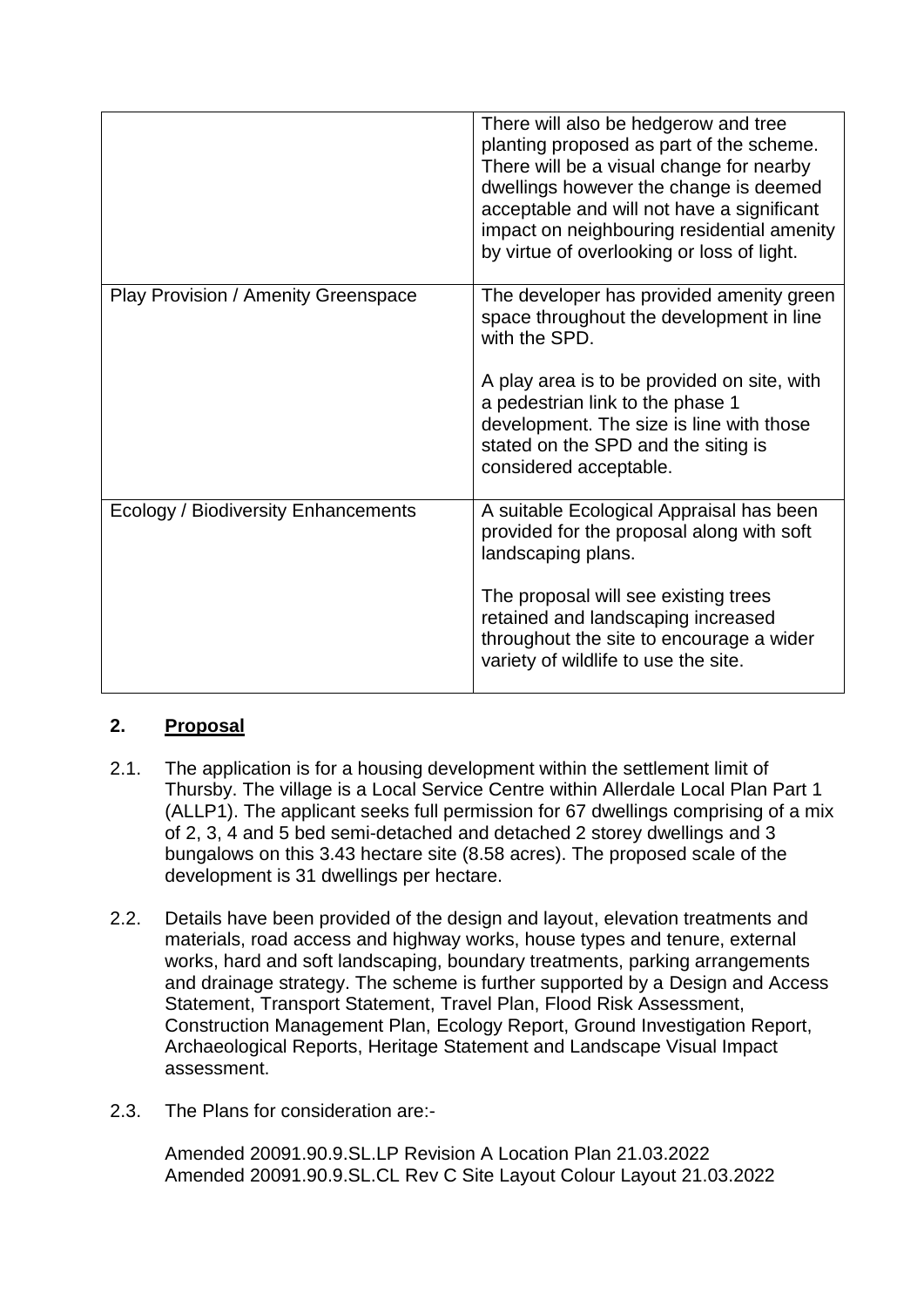| | |
|---|---|
| | There will also be hedgerow and tree planting proposed as part of the scheme. There will be a visual change for nearby dwellings however the change is deemed acceptable and will not have a significant impact on neighbouring residential amenity by virtue of overlooking or loss of light. |
| Play Provision / Amenity Greenspace | The developer has provided amenity green space throughout the development in line with the SPD.<br><br>A play area is to be provided on site, with a pedestrian link to the phase 1 development. The size is line with those stated on the SPD and the siting is considered acceptable. |
| Ecology / Biodiversity Enhancements | A suitable Ecological Appraisal has been provided for the proposal along with soft landscaping plans.<br><br>The proposal will see existing trees retained and landscaping increased throughout the site to encourage a wider variety of wildlife to use the site. |

## 2. Proposal

2.1. The application is for a housing development within the settlement limit of Thursby. The village is a Local Service Centre within Allerdale Local Plan Part 1 (ALLP1). The applicant seeks full permission for 67 dwellings comprising of a mix of 2, 3, 4 and 5 bed semi-detached and detached 2 storey dwellings and 3 bungalows on this 3.43 hectare site (8.58 acres). The proposed scale of the development is 31 dwellings per hectare.

2.2. Details have been provided of the design and layout, elevation treatments and materials, road access and highway works, house types and tenure, external works, hard and soft landscaping, boundary treatments, parking arrangements and drainage strategy. The scheme is further supported by a Design and Access Statement, Transport Statement, Travel Plan, Flood Risk Assessment, Construction Management Plan, Ecology Report, Ground Investigation Report, Archaeological Reports, Heritage Statement and Landscape Visual Impact assessment.

2.3. The Plans for consideration are:-

Amended 20091.90.9.SL.LP Revision A Location Plan 21.03.2022
Amended 20091.90.9.SL.CL Rev C Site Layout Colour Layout 21.03.2022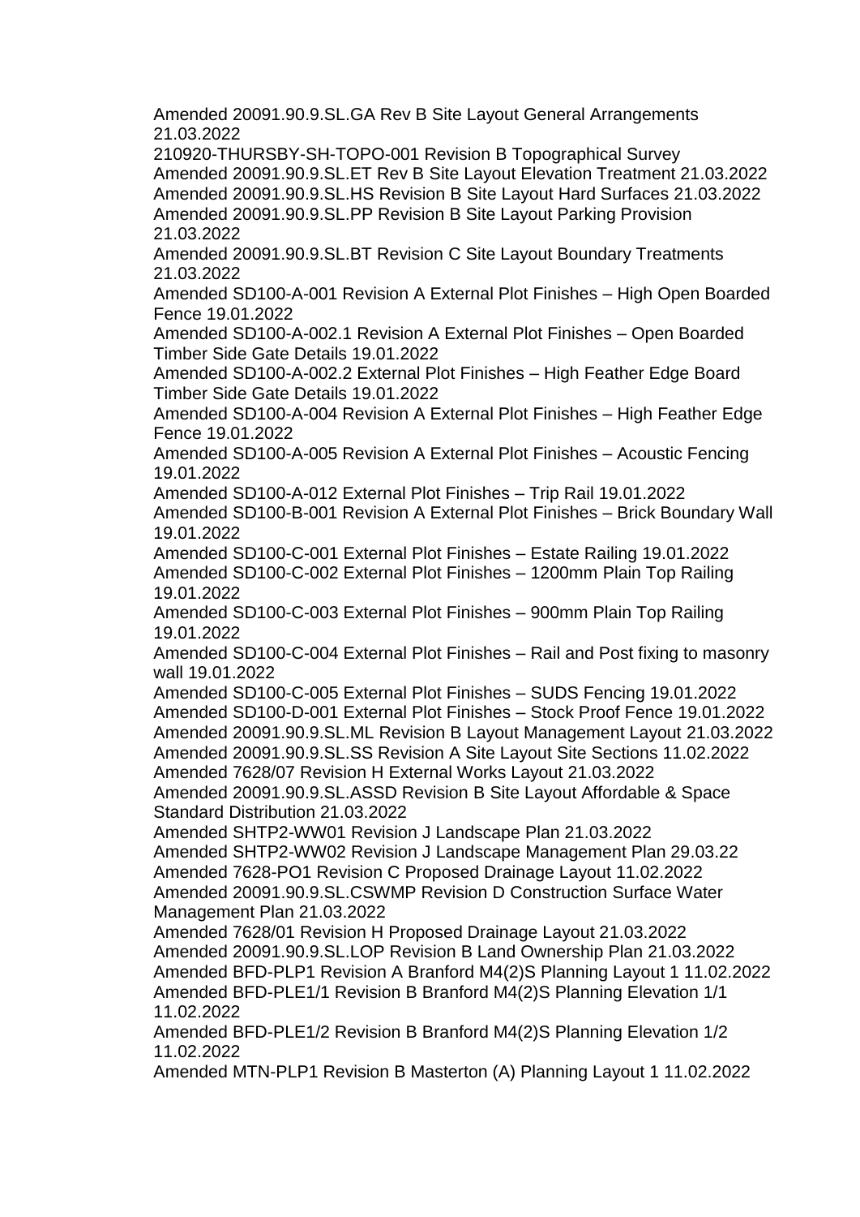Amended 20091.90.9.SL.GA Rev B Site Layout General Arrangements 21.03.2022

210920-THURSBY-SH-TOPO-001 Revision B Topographical Survey

Amended 20091.90.9.SL.ET Rev B Site Layout Elevation Treatment 21.03.2022

Amended 20091.90.9.SL.HS Revision B Site Layout Hard Surfaces 21.03.2022

Amended 20091.90.9.SL.PP Revision B Site Layout Parking Provision 21.03.2022

Amended 20091.90.9.SL.BT Revision C Site Layout Boundary Treatments 21.03.2022

Amended SD100-A-001 Revision A External Plot Finishes – High Open Boarded Fence 19.01.2022

Amended SD100-A-002.1 Revision A External Plot Finishes – Open Boarded Timber Side Gate Details 19.01.2022

Amended SD100-A-002.2 External Plot Finishes – High Feather Edge Board Timber Side Gate Details 19.01.2022

Amended SD100-A-004 Revision A External Plot Finishes – High Feather Edge Fence 19.01.2022

Amended SD100-A-005 Revision A External Plot Finishes – Acoustic Fencing 19.01.2022

Amended SD100-A-012 External Plot Finishes – Trip Rail 19.01.2022

Amended SD100-B-001 Revision A External Plot Finishes – Brick Boundary Wall 19.01.2022

Amended SD100-C-001 External Plot Finishes – Estate Railing 19.01.2022

Amended SD100-C-002 External Plot Finishes – 1200mm Plain Top Railing 19.01.2022

Amended SD100-C-003 External Plot Finishes – 900mm Plain Top Railing 19.01.2022

Amended SD100-C-004 External Plot Finishes – Rail and Post fixing to masonry wall 19.01.2022

Amended SD100-C-005 External Plot Finishes – SUDS Fencing 19.01.2022

Amended SD100-D-001 External Plot Finishes – Stock Proof Fence 19.01.2022

Amended 20091.90.9.SL.ML Revision B Layout Management Layout 21.03.2022

Amended 20091.90.9.SL.SS Revision A Site Layout Site Sections 11.02.2022

Amended 7628/07 Revision H External Works Layout 21.03.2022

Amended 20091.90.9.SL.ASSD Revision B Site Layout Affordable & Space Standard Distribution 21.03.2022

Amended SHTP2-WW01 Revision J Landscape Plan 21.03.2022

Amended SHTP2-WW02 Revision J Landscape Management Plan 29.03.22

Amended 7628-PO1 Revision C Proposed Drainage Layout 11.02.2022

Amended 20091.90.9.SL.CSWMP Revision D Construction Surface Water Management Plan 21.03.2022

Amended 7628/01 Revision H Proposed Drainage Layout 21.03.2022

Amended 20091.90.9.SL.LOP Revision B Land Ownership Plan 21.03.2022

Amended BFD-PLP1 Revision A Branford M4(2)S Planning Layout 1 11.02.2022

Amended BFD-PLE1/1 Revision B Branford M4(2)S Planning Elevation 1/1 11.02.2022

Amended BFD-PLE1/2 Revision B Branford M4(2)S Planning Elevation 1/2 11.02.2022

Amended MTN-PLP1 Revision B Masterton (A) Planning Layout 1 11.02.2022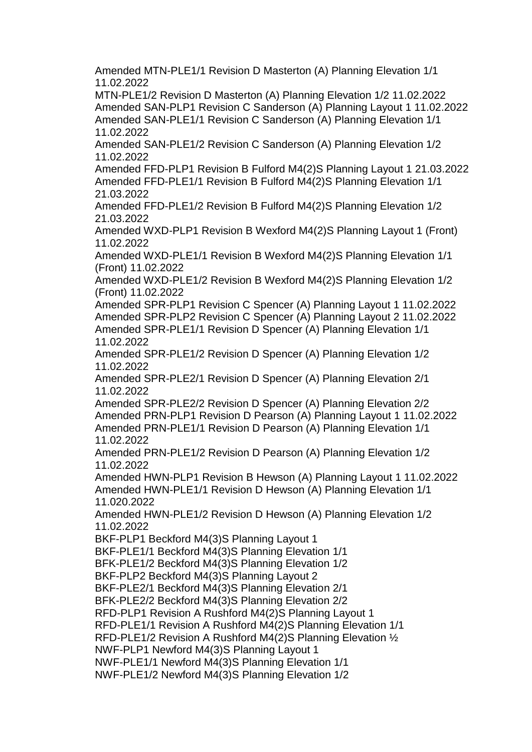Amended MTN-PLE1/1 Revision D Masterton (A) Planning Elevation 1/1 11.02.2022
MTN-PLE1/2 Revision D Masterton (A) Planning Elevation 1/2 11.02.2022
Amended SAN-PLP1 Revision C Sanderson (A) Planning Layout 1 11.02.2022
Amended SAN-PLE1/1 Revision C Sanderson (A) Planning Elevation 1/1 11.02.2022
Amended SAN-PLE1/2 Revision C Sanderson (A) Planning Elevation 1/2 11.02.2022
Amended FFD-PLP1 Revision B Fulford M4(2)S Planning Layout 1 21.03.2022
Amended FFD-PLE1/1 Revision B Fulford M4(2)S Planning Elevation 1/1 21.03.2022
Amended FFD-PLE1/2 Revision B Fulford M4(2)S Planning Elevation 1/2 21.03.2022
Amended WXD-PLP1 Revision B Wexford M4(2)S Planning Layout 1 (Front) 11.02.2022
Amended WXD-PLE1/1 Revision B Wexford M4(2)S Planning Elevation 1/1 (Front) 11.02.2022
Amended WXD-PLE1/2 Revision B Wexford M4(2)S Planning Elevation 1/2 (Front) 11.02.2022
Amended SPR-PLP1 Revision C Spencer (A) Planning Layout 1 11.02.2022
Amended SPR-PLP2 Revision C Spencer (A) Planning Layout 2 11.02.2022
Amended SPR-PLE1/1 Revision D Spencer (A) Planning Elevation 1/1 11.02.2022
Amended SPR-PLE1/2 Revision D Spencer (A) Planning Elevation 1/2 11.02.2022
Amended SPR-PLE2/1 Revision D Spencer (A) Planning Elevation 2/1 11.02.2022
Amended SPR-PLE2/2 Revision D Spencer (A) Planning Elevation 2/2
Amended PRN-PLP1 Revision D Pearson (A) Planning Layout 1 11.02.2022
Amended PRN-PLE1/1 Revision D Pearson (A) Planning Elevation 1/1 11.02.2022
Amended PRN-PLE1/2 Revision D Pearson (A) Planning Elevation 1/2 11.02.2022
Amended HWN-PLP1 Revision B Hewson (A) Planning Layout 1 11.02.2022
Amended HWN-PLE1/1 Revision D Hewson (A) Planning Elevation 1/1 11.020.2022
Amended HWN-PLE1/2 Revision D Hewson (A) Planning Elevation 1/2 11.02.2022
BKF-PLP1 Beckford M4(3)S Planning Layout 1
BKF-PLE1/1 Beckford M4(3)S Planning Elevation 1/1
BFK-PLE1/2 Beckford M4(3)S Planning Elevation 1/2
BKF-PLP2 Beckford M4(3)S Planning Layout 2
BKF-PLE2/1 Beckford M4(3)S Planning Elevation 2/1
BFK-PLE2/2 Beckford M4(3)S Planning Elevation 2/2
RFD-PLP1 Revision A Rushford M4(2)S Planning Layout 1
RFD-PLE1/1 Revision A Rushford M4(2)S Planning Elevation 1/1
RFD-PLE1/2 Revision A Rushford M4(2)S Planning Elevation ½
NWF-PLP1 Newford M4(3)S Planning Layout 1
NWF-PLE1/1 Newford M4(3)S Planning Elevation 1/1
NWF-PLE1/2 Newford M4(3)S Planning Elevation 1/2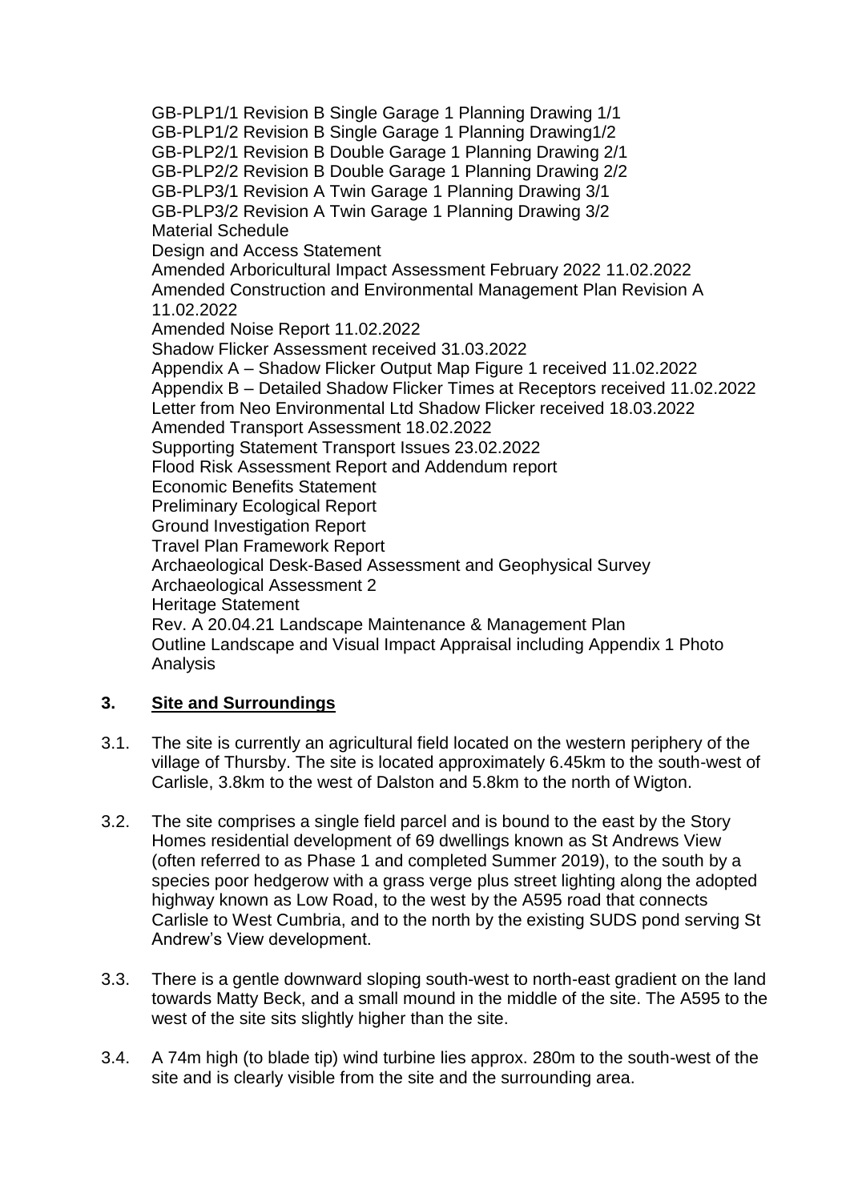GB-PLP1/1 Revision B Single Garage 1 Planning Drawing 1/1
GB-PLP1/2 Revision B Single Garage 1 Planning Drawing1/2
GB-PLP2/1 Revision B Double Garage 1 Planning Drawing 2/1
GB-PLP2/2 Revision B Double Garage 1 Planning Drawing 2/2
GB-PLP3/1 Revision A Twin Garage 1 Planning Drawing 3/1
GB-PLP3/2 Revision A Twin Garage 1 Planning Drawing 3/2
Material Schedule
Design and Access Statement
Amended Arboricultural Impact Assessment February 2022 11.02.2022
Amended Construction and Environmental Management Plan Revision A 11.02.2022
Amended Noise Report 11.02.2022
Shadow Flicker Assessment received 31.03.2022
Appendix A – Shadow Flicker Output Map Figure 1 received 11.02.2022
Appendix B – Detailed Shadow Flicker Times at Receptors received 11.02.2022
Letter from Neo Environmental Ltd Shadow Flicker received 18.03.2022
Amended Transport Assessment 18.02.2022
Supporting Statement Transport Issues 23.02.2022
Flood Risk Assessment Report and Addendum report
Economic Benefits Statement
Preliminary Ecological Report
Ground Investigation Report
Travel Plan Framework Report
Archaeological Desk-Based Assessment and Geophysical Survey
Archaeological Assessment 2
Heritage Statement
Rev. A 20.04.21 Landscape Maintenance & Management Plan
Outline Landscape and Visual Impact Appraisal including Appendix 1 Photo Analysis

## 3. Site and Surroundings

3.1. The site is currently an agricultural field located on the western periphery of the village of Thursby. The site is located approximately 6.45km to the south-west of Carlisle, 3.8km to the west of Dalston and 5.8km to the north of Wigton.

3.2. The site comprises a single field parcel and is bound to the east by the Story Homes residential development of 69 dwellings known as St Andrews View (often referred to as Phase 1 and completed Summer 2019), to the south by a species poor hedgerow with a grass verge plus street lighting along the adopted highway known as Low Road, to the west by the A595 road that connects Carlisle to West Cumbria, and to the north by the existing SUDS pond serving St Andrew's View development.

3.3. There is a gentle downward sloping south-west to north-east gradient on the land towards Matty Beck, and a small mound in the middle of the site. The A595 to the west of the site sits slightly higher than the site.

3.4. A 74m high (to blade tip) wind turbine lies approx. 280m to the south-west of the site and is clearly visible from the site and the surrounding area.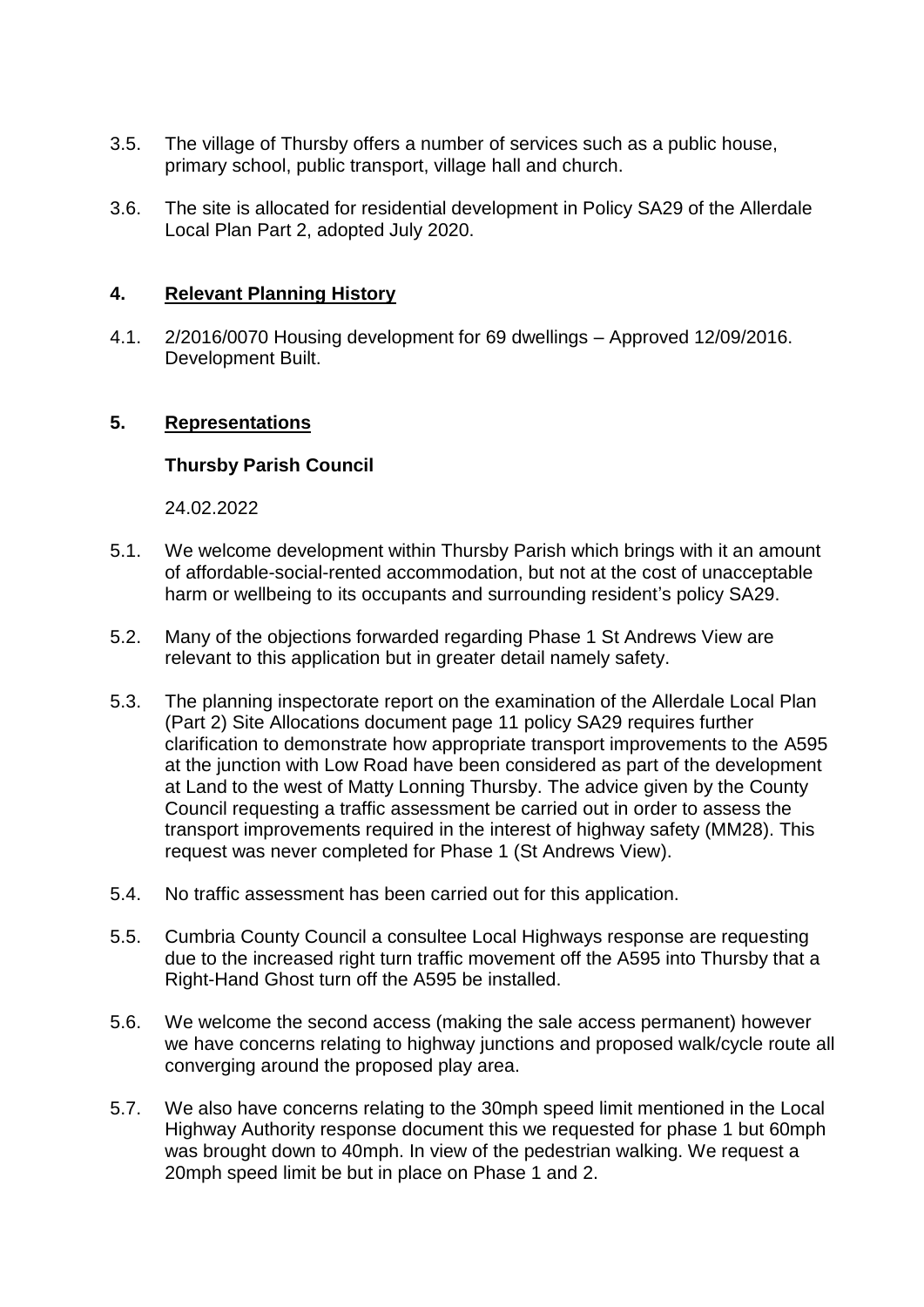3.5. The village of Thursby offers a number of services such as a public house, primary school, public transport, village hall and church.

3.6. The site is allocated for residential development in Policy SA29 of the Allerdale Local Plan Part 2, adopted July 2020.

## 4. Relevant Planning History

4.1. 2/2016/0070 Housing development for 69 dwellings – Approved 12/09/2016. Development Built.

## 5. Representations

### Thursby Parish Council

24.02.2022

5.1. We welcome development within Thursby Parish which brings with it an amount of affordable-social-rented accommodation, but not at the cost of unacceptable harm or wellbeing to its occupants and surrounding resident's policy SA29.

5.2. Many of the objections forwarded regarding Phase 1 St Andrews View are relevant to this application but in greater detail namely safety.

5.3. The planning inspectorate report on the examination of the Allerdale Local Plan (Part 2) Site Allocations document page 11 policy SA29 requires further clarification to demonstrate how appropriate transport improvements to the A595 at the junction with Low Road have been considered as part of the development at Land to the west of Matty Lonning Thursby. The advice given by the County Council requesting a traffic assessment be carried out in order to assess the transport improvements required in the interest of highway safety (MM28). This request was never completed for Phase 1 (St Andrews View).

5.4. No traffic assessment has been carried out for this application.

5.5. Cumbria County Council a consultee Local Highways response are requesting due to the increased right turn traffic movement off the A595 into Thursby that a Right-Hand Ghost turn off the A595 be installed.

5.6. We welcome the second access (making the sale access permanent) however we have concerns relating to highway junctions and proposed walk/cycle route all converging around the proposed play area.

5.7. We also have concerns relating to the 30mph speed limit mentioned in the Local Highway Authority response document this we requested for phase 1 but 60mph was brought down to 40mph. In view of the pedestrian walking. We request a 20mph speed limit be but in place on Phase 1 and 2.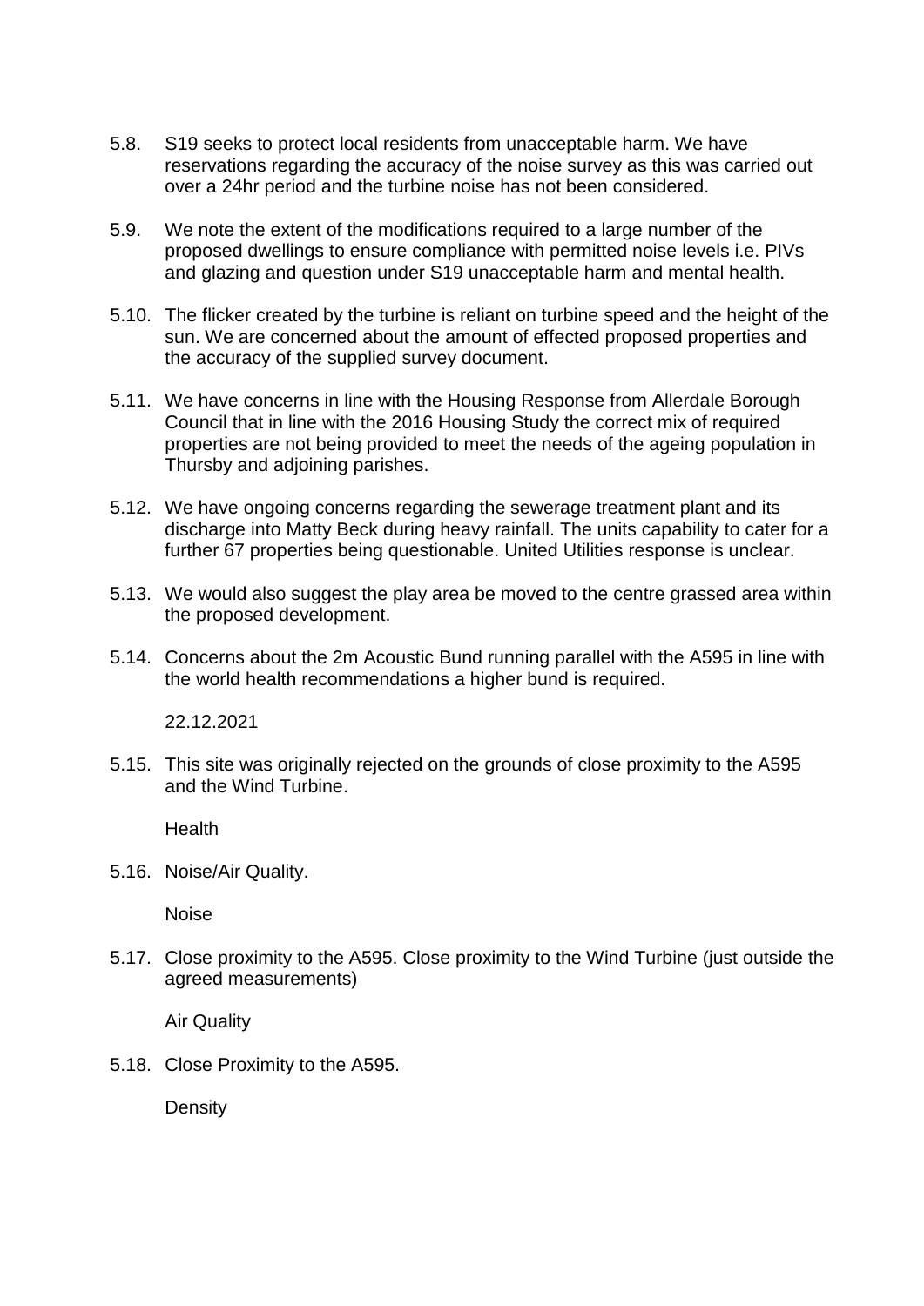5.8. S19 seeks to protect local residents from unacceptable harm. We have reservations regarding the accuracy of the noise survey as this was carried out over a 24hr period and the turbine noise has not been considered.

5.9. We note the extent of the modifications required to a large number of the proposed dwellings to ensure compliance with permitted noise levels i.e. PIVs and glazing and question under S19 unacceptable harm and mental health.

5.10. The flicker created by the turbine is reliant on turbine speed and the height of the sun. We are concerned about the amount of effected proposed properties and the accuracy of the supplied survey document.

5.11. We have concerns in line with the Housing Response from Allerdale Borough Council that in line with the 2016 Housing Study the correct mix of required properties are not being provided to meet the needs of the ageing population in Thursby and adjoining parishes.

5.12. We have ongoing concerns regarding the sewerage treatment plant and its discharge into Matty Beck during heavy rainfall. The units capability to cater for a further 67 properties being questionable. United Utilities response is unclear.

5.13. We would also suggest the play area be moved to the centre grassed area within the proposed development.

5.14. Concerns about the 2m Acoustic Bund running parallel with the A595 in line with the world health recommendations a higher bund is required.

22.12.2021

5.15. This site was originally rejected on the grounds of close proximity to the A595 and the Wind Turbine.

Health

5.16. Noise/Air Quality.

Noise

5.17. Close proximity to the A595. Close proximity to the Wind Turbine (just outside the agreed measurements)

Air Quality

5.18. Close Proximity to the A595.

Density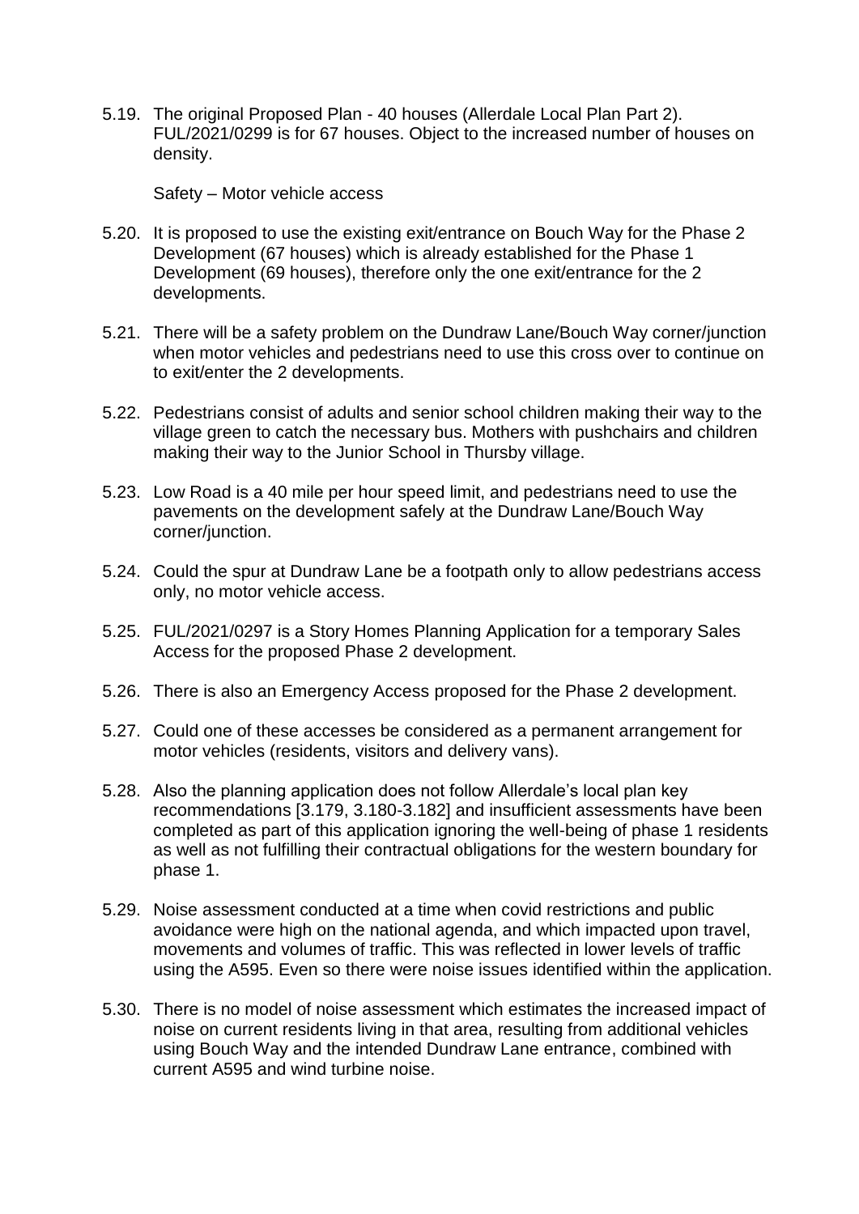5.19. The original Proposed Plan - 40 houses (Allerdale Local Plan Part 2). FUL/2021/0299 is for 67 houses. Object to the increased number of houses on density.

Safety – Motor vehicle access

5.20. It is proposed to use the existing exit/entrance on Bouch Way for the Phase 2 Development (67 houses) which is already established for the Phase 1 Development (69 houses), therefore only the one exit/entrance for the 2 developments.

5.21. There will be a safety problem on the Dundraw Lane/Bouch Way corner/junction when motor vehicles and pedestrians need to use this cross over to continue on to exit/enter the 2 developments.

5.22. Pedestrians consist of adults and senior school children making their way to the village green to catch the necessary bus. Mothers with pushchairs and children making their way to the Junior School in Thursby village.

5.23. Low Road is a 40 mile per hour speed limit, and pedestrians need to use the pavements on the development safely at the Dundraw Lane/Bouch Way corner/junction.

5.24. Could the spur at Dundraw Lane be a footpath only to allow pedestrians access only, no motor vehicle access.

5.25. FUL/2021/0297 is a Story Homes Planning Application for a temporary Sales Access for the proposed Phase 2 development.

5.26. There is also an Emergency Access proposed for the Phase 2 development.

5.27. Could one of these accesses be considered as a permanent arrangement for motor vehicles (residents, visitors and delivery vans).

5.28. Also the planning application does not follow Allerdale's local plan key recommendations [3.179, 3.180-3.182] and insufficient assessments have been completed as part of this application ignoring the well-being of phase 1 residents as well as not fulfilling their contractual obligations for the western boundary for phase 1.

5.29. Noise assessment conducted at a time when covid restrictions and public avoidance were high on the national agenda, and which impacted upon travel, movements and volumes of traffic. This was reflected in lower levels of traffic using the A595. Even so there were noise issues identified within the application.

5.30. There is no model of noise assessment which estimates the increased impact of noise on current residents living in that area, resulting from additional vehicles using Bouch Way and the intended Dundraw Lane entrance, combined with current A595 and wind turbine noise.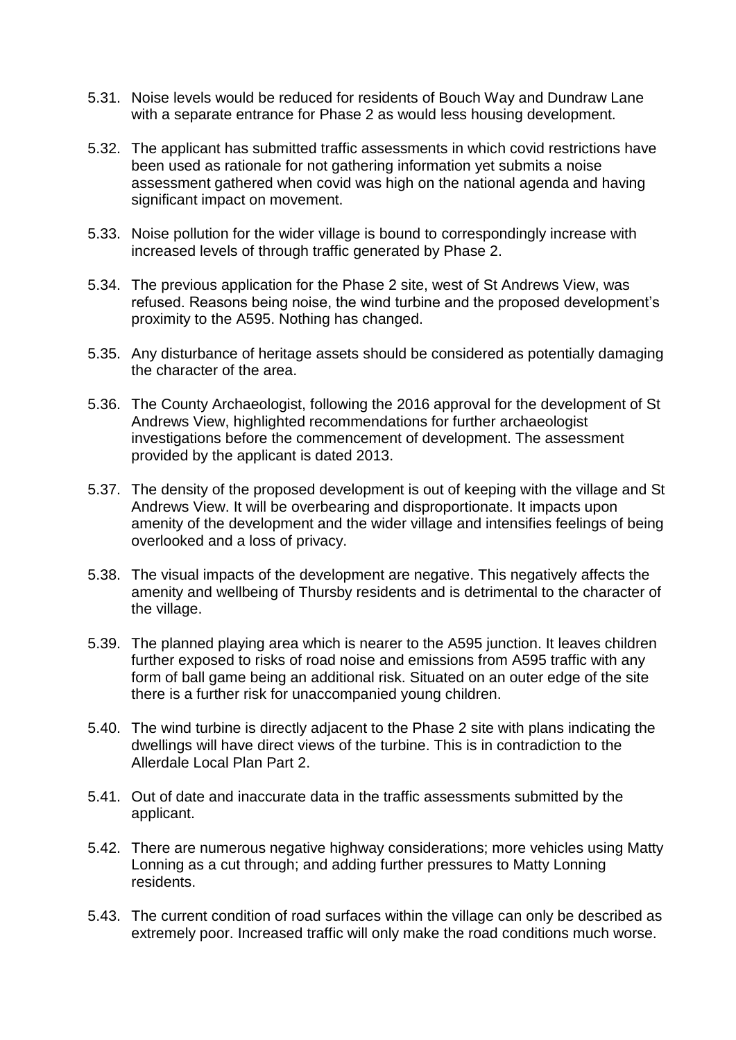5.31. Noise levels would be reduced for residents of Bouch Way and Dundraw Lane with a separate entrance for Phase 2 as would less housing development.

5.32. The applicant has submitted traffic assessments in which covid restrictions have been used as rationale for not gathering information yet submits a noise assessment gathered when covid was high on the national agenda and having significant impact on movement.

5.33. Noise pollution for the wider village is bound to correspondingly increase with increased levels of through traffic generated by Phase 2.

5.34. The previous application for the Phase 2 site, west of St Andrews View, was refused. Reasons being noise, the wind turbine and the proposed development's proximity to the A595. Nothing has changed.

5.35. Any disturbance of heritage assets should be considered as potentially damaging the character of the area.

5.36. The County Archaeologist, following the 2016 approval for the development of St Andrews View, highlighted recommendations for further archaeologist investigations before the commencement of development. The assessment provided by the applicant is dated 2013.

5.37. The density of the proposed development is out of keeping with the village and St Andrews View. It will be overbearing and disproportionate. It impacts upon amenity of the development and the wider village and intensifies feelings of being overlooked and a loss of privacy.

5.38. The visual impacts of the development are negative. This negatively affects the amenity and wellbeing of Thursby residents and is detrimental to the character of the village.

5.39. The planned playing area which is nearer to the A595 junction. It leaves children further exposed to risks of road noise and emissions from A595 traffic with any form of ball game being an additional risk. Situated on an outer edge of the site there is a further risk for unaccompanied young children.

5.40. The wind turbine is directly adjacent to the Phase 2 site with plans indicating the dwellings will have direct views of the turbine. This is in contradiction to the Allerdale Local Plan Part 2.

5.41. Out of date and inaccurate data in the traffic assessments submitted by the applicant.

5.42. There are numerous negative highway considerations; more vehicles using Matty Lonning as a cut through; and adding further pressures to Matty Lonning residents.

5.43. The current condition of road surfaces within the village can only be described as extremely poor. Increased traffic will only make the road conditions much worse.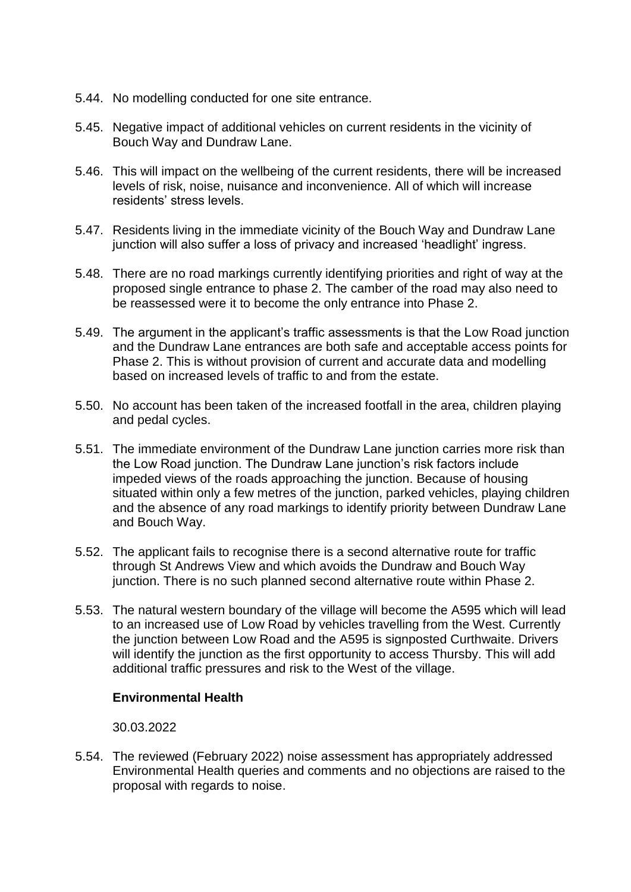5.44. No modelling conducted for one site entrance.

5.45. Negative impact of additional vehicles on current residents in the vicinity of Bouch Way and Dundraw Lane.

5.46. This will impact on the wellbeing of the current residents, there will be increased levels of risk, noise, nuisance and inconvenience. All of which will increase residents' stress levels.

5.47. Residents living in the immediate vicinity of the Bouch Way and Dundraw Lane junction will also suffer a loss of privacy and increased 'headlight' ingress.

5.48. There are no road markings currently identifying priorities and right of way at the proposed single entrance to phase 2. The camber of the road may also need to be reassessed were it to become the only entrance into Phase 2.

5.49. The argument in the applicant's traffic assessments is that the Low Road junction and the Dundraw Lane entrances are both safe and acceptable access points for Phase 2. This is without provision of current and accurate data and modelling based on increased levels of traffic to and from the estate.

5.50. No account has been taken of the increased footfall in the area, children playing and pedal cycles.

5.51. The immediate environment of the Dundraw Lane junction carries more risk than the Low Road junction. The Dundraw Lane junction's risk factors include impeded views of the roads approaching the junction. Because of housing situated within only a few metres of the junction, parked vehicles, playing children and the absence of any road markings to identify priority between Dundraw Lane and Bouch Way.

5.52. The applicant fails to recognise there is a second alternative route for traffic through St Andrews View and which avoids the Dundraw and Bouch Way junction. There is no such planned second alternative route within Phase 2.

5.53. The natural western boundary of the village will become the A595 which will lead to an increased use of Low Road by vehicles travelling from the West. Currently the junction between Low Road and the A595 is signposted Curthwaite. Drivers will identify the junction as the first opportunity to access Thursby. This will add additional traffic pressures and risk to the West of the village.

**Environmental Health**

30.03.2022

5.54. The reviewed (February 2022) noise assessment has appropriately addressed Environmental Health queries and comments and no objections are raised to the proposal with regards to noise.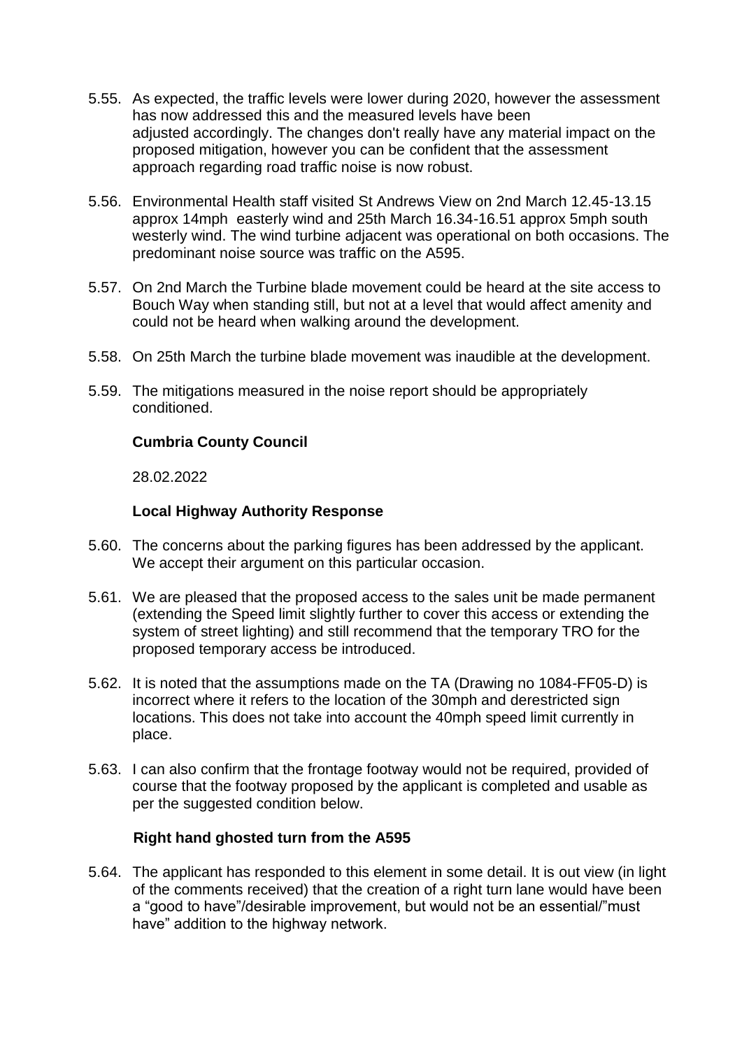5.55. As expected, the traffic levels were lower during 2020, however the assessment has now addressed this and the measured levels have been adjusted accordingly. The changes don't really have any material impact on the proposed mitigation, however you can be confident that the assessment approach regarding road traffic noise is now robust.

5.56. Environmental Health staff visited St Andrews View on 2nd March 12.45-13.15 approx 14mph easterly wind and 25th March 16.34-16.51 approx 5mph south westerly wind. The wind turbine adjacent was operational on both occasions. The predominant noise source was traffic on the A595.

5.57. On 2nd March the Turbine blade movement could be heard at the site access to Bouch Way when standing still, but not at a level that would affect amenity and could not be heard when walking around the development.

5.58. On 25th March the turbine blade movement was inaudible at the development.

5.59. The mitigations measured in the noise report should be appropriately conditioned.

**Cumbria County Council**

28.02.2022

**Local Highway Authority Response**

5.60. The concerns about the parking figures has been addressed by the applicant. We accept their argument on this particular occasion.

5.61. We are pleased that the proposed access to the sales unit be made permanent (extending the Speed limit slightly further to cover this access or extending the system of street lighting) and still recommend that the temporary TRO for the proposed temporary access be introduced.

5.62. It is noted that the assumptions made on the TA (Drawing no 1084-FF05-D) is incorrect where it refers to the location of the 30mph and derestricted sign locations. This does not take into account the 40mph speed limit currently in place.

5.63. I can also confirm that the frontage footway would not be required, provided of course that the footway proposed by the applicant is completed and usable as per the suggested condition below.

**Right hand ghosted turn from the A595**

5.64. The applicant has responded to this element in some detail. It is out view (in light of the comments received) that the creation of a right turn lane would have been a "good to have"/desirable improvement, but would not be an essential/"must have" addition to the highway network.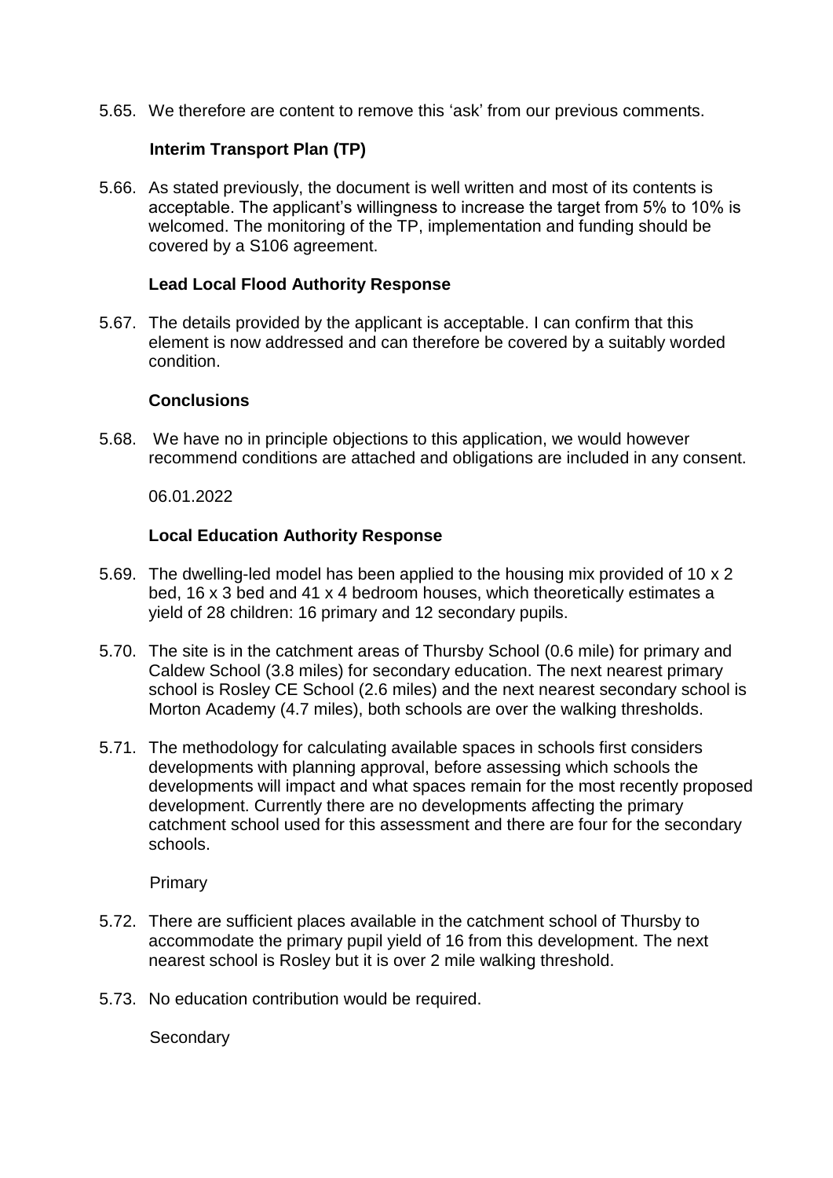5.65. We therefore are content to remove this 'ask' from our previous comments.

**Interim Transport Plan (TP)**

5.66. As stated previously, the document is well written and most of its contents is acceptable. The applicant's willingness to increase the target from 5% to 10% is welcomed. The monitoring of the TP, implementation and funding should be covered by a S106 agreement.

**Lead Local Flood Authority Response**

5.67. The details provided by the applicant is acceptable. I can confirm that this element is now addressed and can therefore be covered by a suitably worded condition.

**Conclusions**

5.68. We have no in principle objections to this application, we would however recommend conditions are attached and obligations are included in any consent.

06.01.2022

**Local Education Authority Response**

5.69. The dwelling-led model has been applied to the housing mix provided of 10 x 2 bed, 16 x 3 bed and 41 x 4 bedroom houses, which theoretically estimates a yield of 28 children: 16 primary and 12 secondary pupils.

5.70. The site is in the catchment areas of Thursby School (0.6 mile) for primary and Caldew School (3.8 miles) for secondary education. The next nearest primary school is Rosley CE School (2.6 miles) and the next nearest secondary school is Morton Academy (4.7 miles), both schools are over the walking thresholds.

5.71. The methodology for calculating available spaces in schools first considers developments with planning approval, before assessing which schools the developments will impact and what spaces remain for the most recently proposed development. Currently there are no developments affecting the primary catchment school used for this assessment and there are four for the secondary schools.

Primary

5.72. There are sufficient places available in the catchment school of Thursby to accommodate the primary pupil yield of 16 from this development. The next nearest school is Rosley but it is over 2 mile walking threshold.

5.73. No education contribution would be required.

Secondary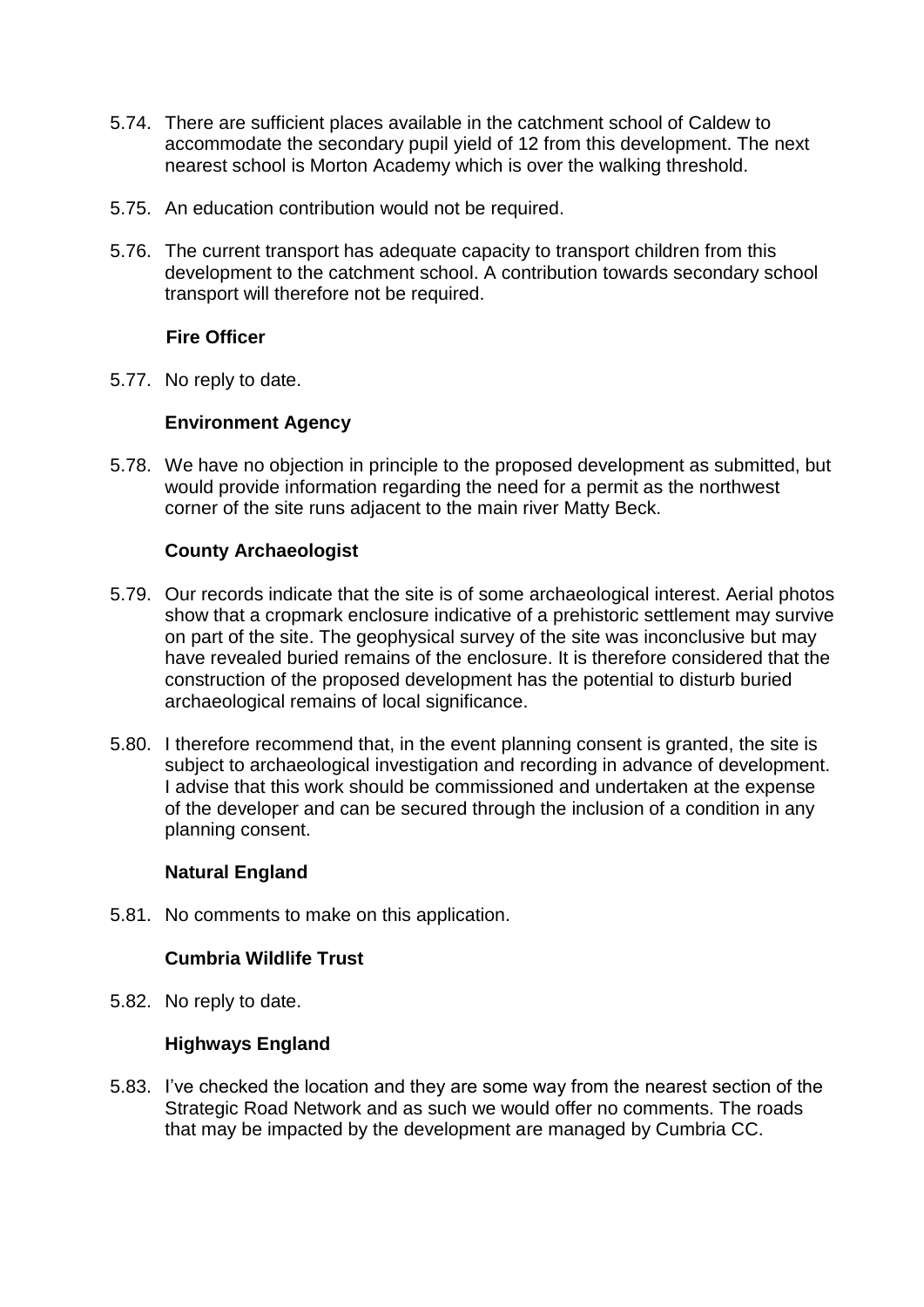5.74. There are sufficient places available in the catchment school of Caldew to accommodate the secondary pupil yield of 12 from this development. The next nearest school is Morton Academy which is over the walking threshold.

5.75. An education contribution would not be required.

5.76. The current transport has adequate capacity to transport children from this development to the catchment school. A contribution towards secondary school transport will therefore not be required.

**Fire Officer**

5.77. No reply to date.

**Environment Agency**

5.78. We have no objection in principle to the proposed development as submitted, but would provide information regarding the need for a permit as the northwest corner of the site runs adjacent to the main river Matty Beck.

**County Archaeologist**

5.79. Our records indicate that the site is of some archaeological interest. Aerial photos show that a cropmark enclosure indicative of a prehistoric settlement may survive on part of the site. The geophysical survey of the site was inconclusive but may have revealed buried remains of the enclosure. It is therefore considered that the construction of the proposed development has the potential to disturb buried archaeological remains of local significance.

5.80. I therefore recommend that, in the event planning consent is granted, the site is subject to archaeological investigation and recording in advance of development. I advise that this work should be commissioned and undertaken at the expense of the developer and can be secured through the inclusion of a condition in any planning consent.

**Natural England**

5.81. No comments to make on this application.

**Cumbria Wildlife Trust**

5.82. No reply to date.

**Highways England**

5.83. I've checked the location and they are some way from the nearest section of the Strategic Road Network and as such we would offer no comments. The roads that may be impacted by the development are managed by Cumbria CC.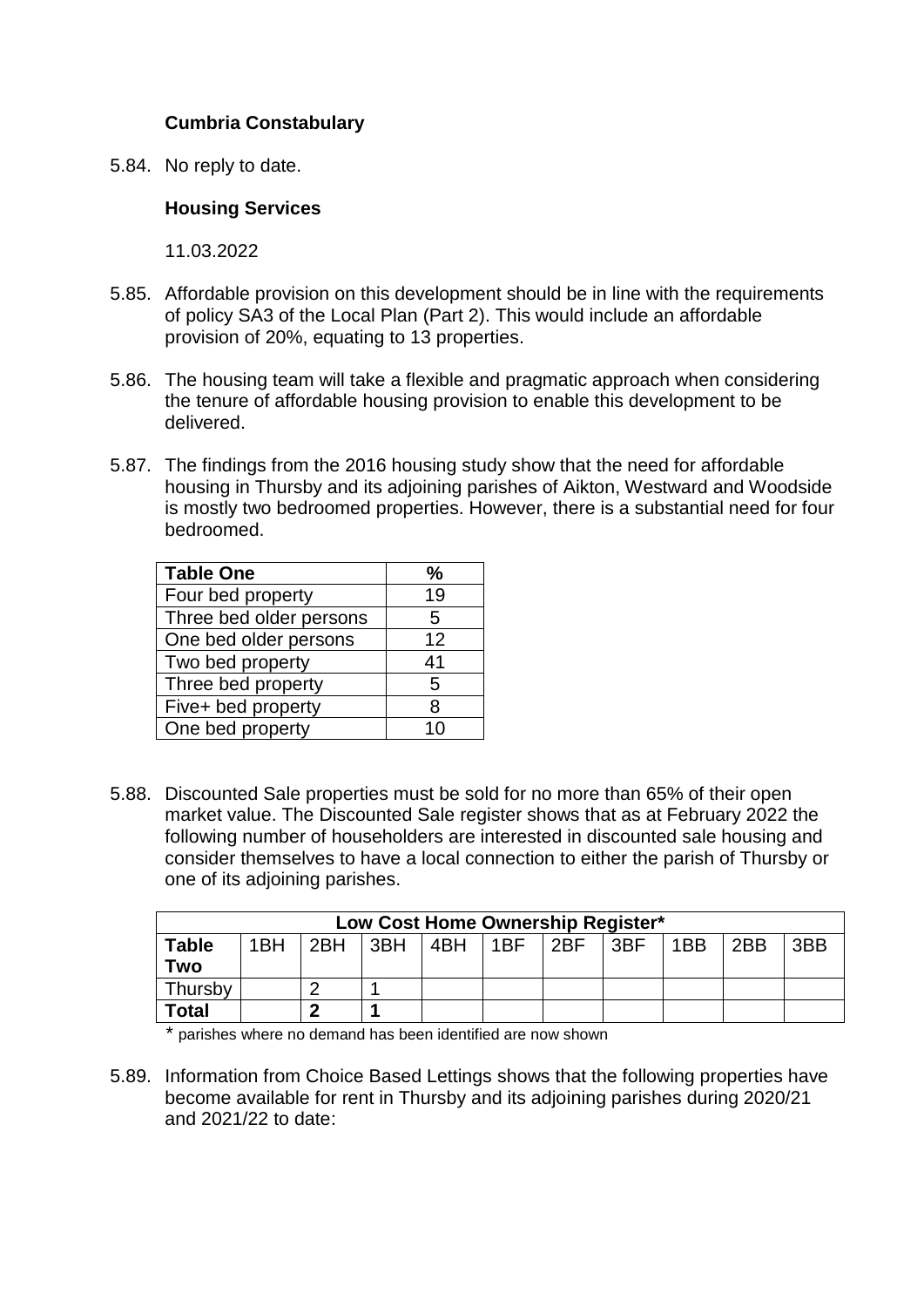**Cumbria Constabulary**

5.84. No reply to date.

**Housing Services**

11.03.2022

5.85. Affordable provision on this development should be in line with the requirements of policy SA3 of the Local Plan (Part 2). This would include an affordable provision of 20%, equating to 13 properties.

5.86. The housing team will take a flexible and pragmatic approach when considering the tenure of affordable housing provision to enable this development to be delivered.

5.87. The findings from the 2016 housing study show that the need for affordable housing in Thursby and its adjoining parishes of Aikton, Westward and Woodside is mostly two bedroomed properties. However, there is a substantial need for four bedroomed.

| Table One | % |
|---|---|
| Four bed property | 19 |
| Three bed older persons | 5 |
| One bed older persons | 12 |
| Two bed property | 41 |
| Three bed property | 5 |
| Five+ bed property | 8 |
| One bed property | 10 |

5.88. Discounted Sale properties must be sold for no more than 65% of their open market value. The Discounted Sale register shows that as at February 2022 the following number of householders are interested in discounted sale housing and consider themselves to have a local connection to either the parish of Thursby or one of its adjoining parishes.

| Low Cost Home Ownership Register* | | | | | | | | | | |
|---|---|---|---|---|---|---|---|---|---|---|
| **Table Two** | 1BH | 2BH | 3BH | 4BH | 1BF | 2BF | 3BF | 1BB | 2BB | 3BB |
| Thursby | | 2 | 1 | | | | | | | |
| **Total** | | **2** | **1** | | | | | | | |

* parishes where no demand has been identified are now shown

5.89. Information from Choice Based Lettings shows that the following properties have become available for rent in Thursby and its adjoining parishes during 2020/21 and 2021/22 to date: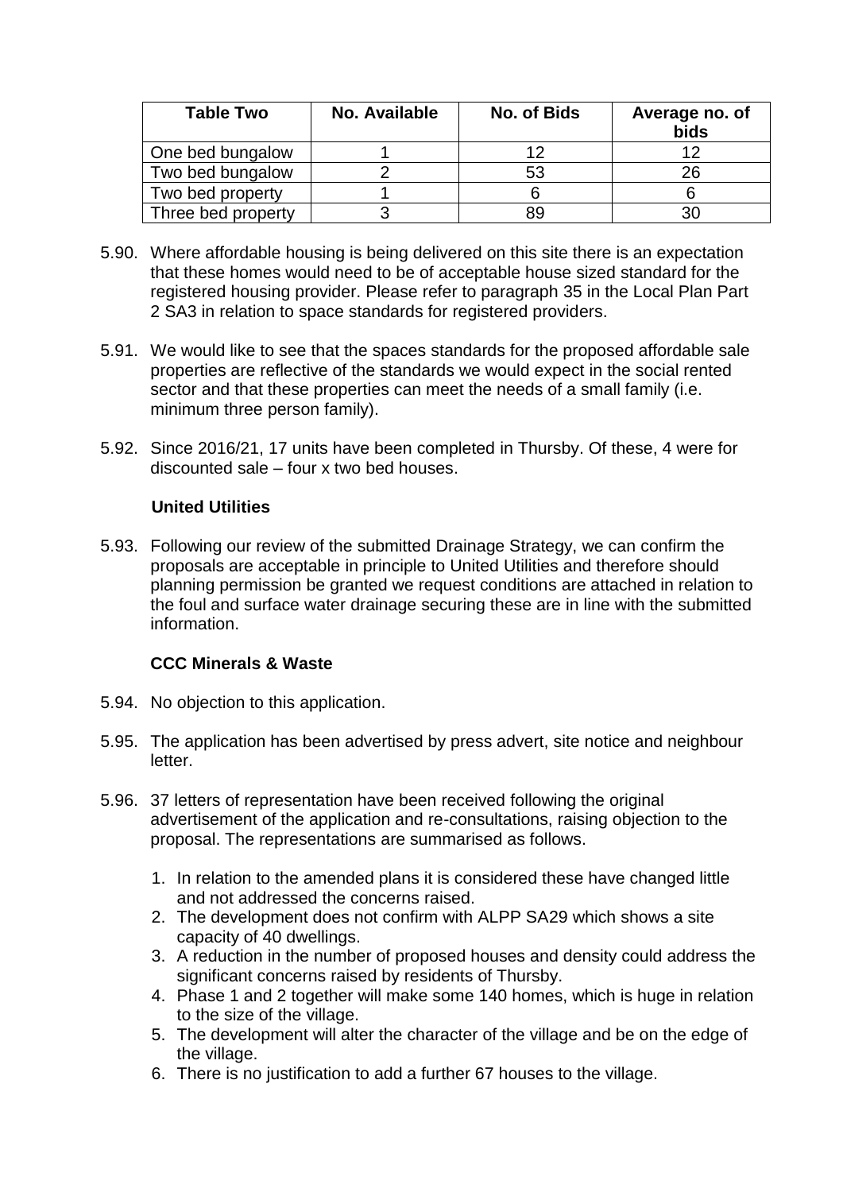| Table Two | No. Available | No. of Bids | Average no. of bids |
|---|---|---|---|
| One bed bungalow | 1 | 12 | 12 |
| Two bed bungalow | 2 | 53 | 26 |
| Two bed property | 1 | 6 | 6 |
| Three bed property | 3 | 89 | 30 |

5.90. Where affordable housing is being delivered on this site there is an expectation that these homes would need to be of acceptable house sized standard for the registered housing provider. Please refer to paragraph 35 in the Local Plan Part 2 SA3 in relation to space standards for registered providers.

5.91. We would like to see that the spaces standards for the proposed affordable sale properties are reflective of the standards we would expect in the social rented sector and that these properties can meet the needs of a small family (i.e. minimum three person family).

5.92. Since 2016/21, 17 units have been completed in Thursby. Of these, 4 were for discounted sale – four x two bed houses.

**United Utilities**

5.93. Following our review of the submitted Drainage Strategy, we can confirm the proposals are acceptable in principle to United Utilities and therefore should planning permission be granted we request conditions are attached in relation to the foul and surface water drainage securing these are in line with the submitted information.

**CCC Minerals & Waste**

5.94. No objection to this application.

5.95. The application has been advertised by press advert, site notice and neighbour letter.

5.96. 37 letters of representation have been received following the original advertisement of the application and re-consultations, raising objection to the proposal. The representations are summarised as follows.

1. In relation to the amended plans it is considered these have changed little and not addressed the concerns raised.
2. The development does not confirm with ALPP SA29 which shows a site capacity of 40 dwellings.
3. A reduction in the number of proposed houses and density could address the significant concerns raised by residents of Thursby.
4. Phase 1 and 2 together will make some 140 homes, which is huge in relation to the size of the village.
5. The development will alter the character of the village and be on the edge of the village.
6. There is no justification to add a further 67 houses to the village.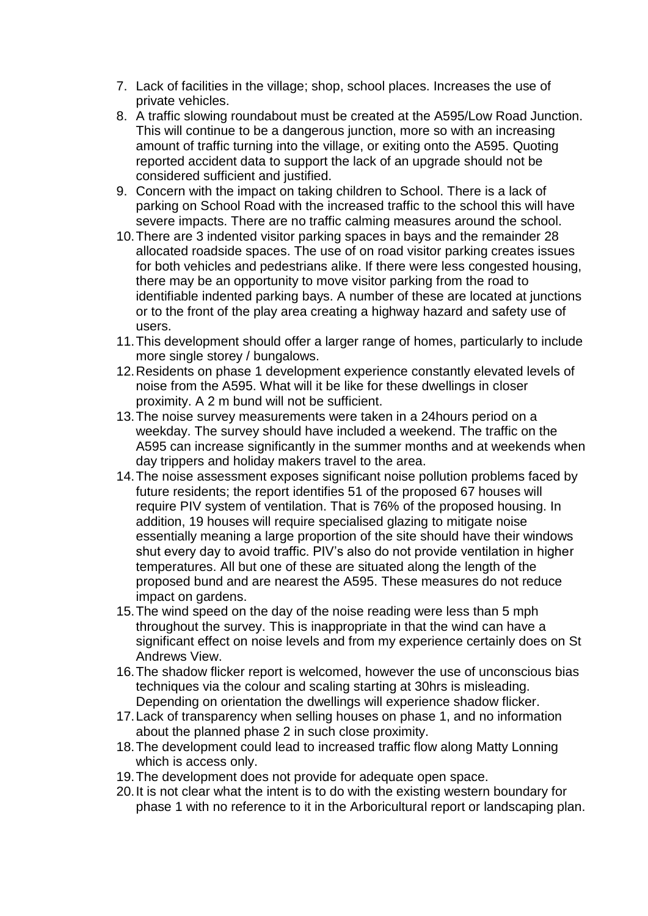7. Lack of facilities in the village; shop, school places. Increases the use of private vehicles.
8. A traffic slowing roundabout must be created at the A595/Low Road Junction. This will continue to be a dangerous junction, more so with an increasing amount of traffic turning into the village, or exiting onto the A595. Quoting reported accident data to support the lack of an upgrade should not be considered sufficient and justified.
9. Concern with the impact on taking children to School. There is a lack of parking on School Road with the increased traffic to the school this will have severe impacts. There are no traffic calming measures around the school.
10. There are 3 indented visitor parking spaces in bays and the remainder 28 allocated roadside spaces. The use of on road visitor parking creates issues for both vehicles and pedestrians alike. If there were less congested housing, there may be an opportunity to move visitor parking from the road to identifiable indented parking bays. A number of these are located at junctions or to the front of the play area creating a highway hazard and safety use of users.
11. This development should offer a larger range of homes, particularly to include more single storey / bungalows.
12. Residents on phase 1 development experience constantly elevated levels of noise from the A595. What will it be like for these dwellings in closer proximity. A 2 m bund will not be sufficient.
13. The noise survey measurements were taken in a 24hours period on a weekday. The survey should have included a weekend. The traffic on the A595 can increase significantly in the summer months and at weekends when day trippers and holiday makers travel to the area.
14. The noise assessment exposes significant noise pollution problems faced by future residents; the report identifies 51 of the proposed 67 houses will require PIV system of ventilation. That is 76% of the proposed housing. In addition, 19 houses will require specialised glazing to mitigate noise essentially meaning a large proportion of the site should have their windows shut every day to avoid traffic. PIV's also do not provide ventilation in higher temperatures. All but one of these are situated along the length of the proposed bund and are nearest the A595. These measures do not reduce impact on gardens.
15. The wind speed on the day of the noise reading were less than 5 mph throughout the survey. This is inappropriate in that the wind can have a significant effect on noise levels and from my experience certainly does on St Andrews View.
16. The shadow flicker report is welcomed, however the use of unconscious bias techniques via the colour and scaling starting at 30hrs is misleading. Depending on orientation the dwellings will experience shadow flicker.
17. Lack of transparency when selling houses on phase 1, and no information about the planned phase 2 in such close proximity.
18. The development could lead to increased traffic flow along Matty Lonning which is access only.
19. The development does not provide for adequate open space.
20. It is not clear what the intent is to do with the existing western boundary for phase 1 with no reference to it in the Arboricultural report or landscaping plan.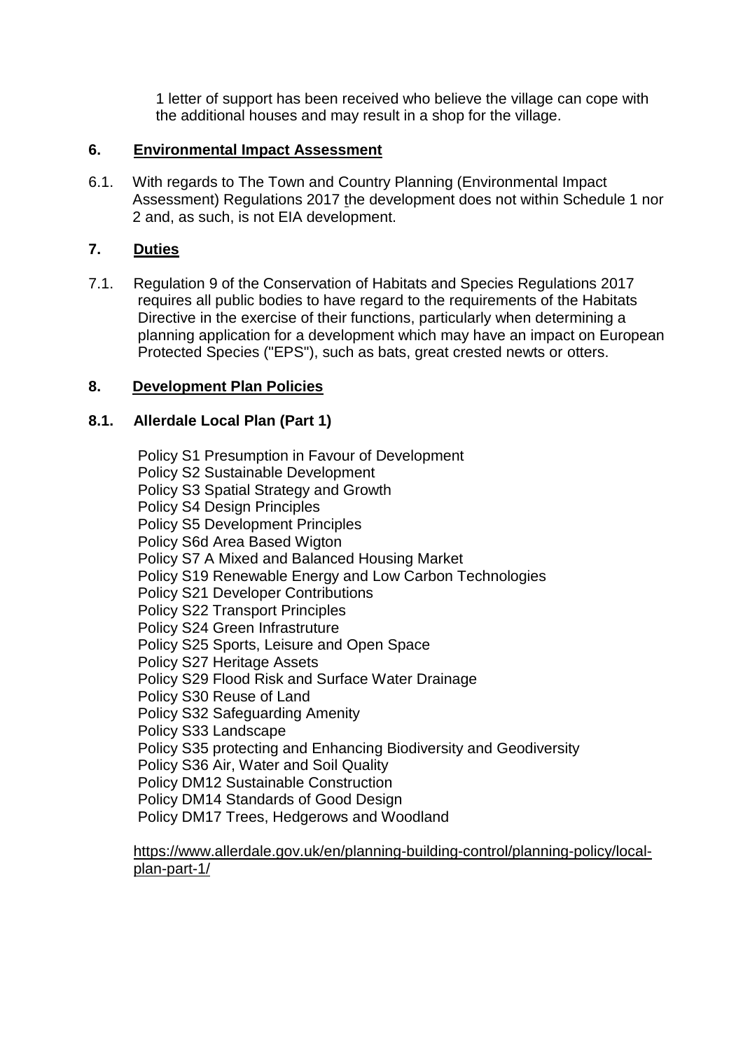1 letter of support has been received who believe the village can cope with the additional houses and may result in a shop for the village.

## 6. Environmental Impact Assessment

6.1. With regards to The Town and Country Planning (Environmental Impact Assessment) Regulations 2017 the development does not within Schedule 1 nor 2 and, as such, is not EIA development.

## 7. Duties

7.1. Regulation 9 of the Conservation of Habitats and Species Regulations 2017 requires all public bodies to have regard to the requirements of the Habitats Directive in the exercise of their functions, particularly when determining a planning application for a development which may have an impact on European Protected Species ("EPS"), such as bats, great crested newts or otters.

## 8. Development Plan Policies

### 8.1. Allerdale Local Plan (Part 1)

Policy S1 Presumption in Favour of Development
Policy S2 Sustainable Development
Policy S3 Spatial Strategy and Growth
Policy S4 Design Principles
Policy S5 Development Principles
Policy S6d Area Based Wigton
Policy S7 A Mixed and Balanced Housing Market
Policy S19 Renewable Energy and Low Carbon Technologies
Policy S21 Developer Contributions
Policy S22 Transport Principles
Policy S24 Green Infrastruture
Policy S25 Sports, Leisure and Open Space
Policy S27 Heritage Assets
Policy S29 Flood Risk and Surface Water Drainage
Policy S30 Reuse of Land
Policy S32 Safeguarding Amenity
Policy S33 Landscape
Policy S35 protecting and Enhancing Biodiversity and Geodiversity
Policy S36 Air, Water and Soil Quality
Policy DM12 Sustainable Construction
Policy DM14 Standards of Good Design
Policy DM17 Trees, Hedgerows and Woodland

https://www.allerdale.gov.uk/en/planning-building-control/planning-policy/local-plan-part-1/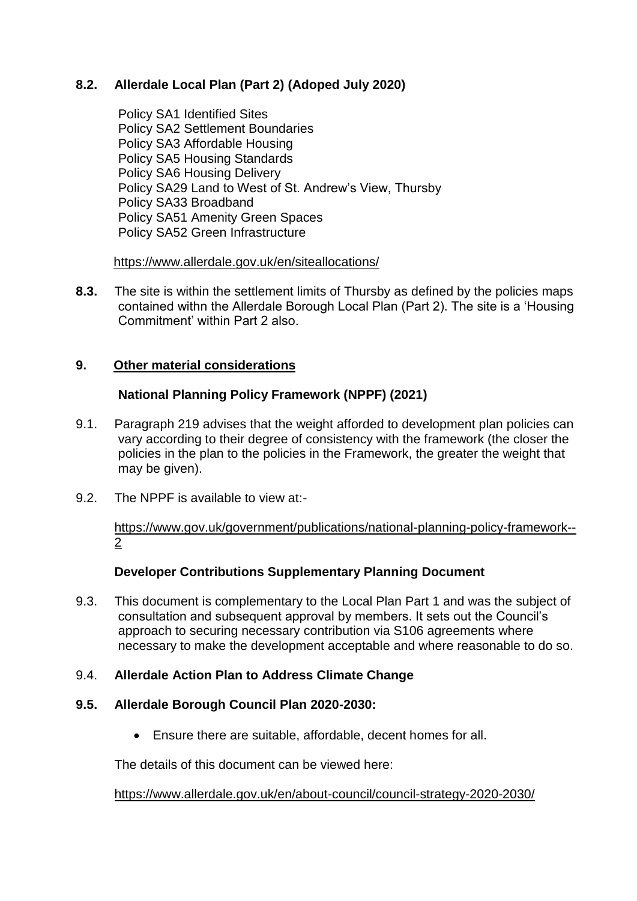**8.2. Allerdale Local Plan (Part 2) (Adoped July 2020)**

Policy SA1 Identified Sites
Policy SA2 Settlement Boundaries
Policy SA3 Affordable Housing
Policy SA5 Housing Standards
Policy SA6 Housing Delivery
Policy SA29 Land to West of St. Andrew's View, Thursby
Policy SA33 Broadband
Policy SA51 Amenity Green Spaces
Policy SA52 Green Infrastructure

https://www.allerdale.gov.uk/en/siteallocations/

**8.3.** The site is within the settlement limits of Thursby as defined by the policies maps contained withn the Allerdale Borough Local Plan (Part 2). The site is a 'Housing Commitment' within Part 2 also.

## 9. Other material considerations

**National Planning Policy Framework (NPPF) (2021)**

9.1. Paragraph 219 advises that the weight afforded to development plan policies can vary according to their degree of consistency with the framework (the closer the policies in the plan to the policies in the Framework, the greater the weight that may be given).

9.2. The NPPF is available to view at:-

https://www.gov.uk/government/publications/national-planning-policy-framework--2

**Developer Contributions Supplementary Planning Document**

9.3. This document is complementary to the Local Plan Part 1 and was the subject of consultation and subsequent approval by members. It sets out the Council's approach to securing necessary contribution via S106 agreements where necessary to make the development acceptable and where reasonable to do so.

9.4. **Allerdale Action Plan to Address Climate Change**

**9.5. Allerdale Borough Council Plan 2020-2030:**

- Ensure there are suitable, affordable, decent homes for all.

The details of this document can be viewed here:

https://www.allerdale.gov.uk/en/about-council/council-strategy-2020-2030/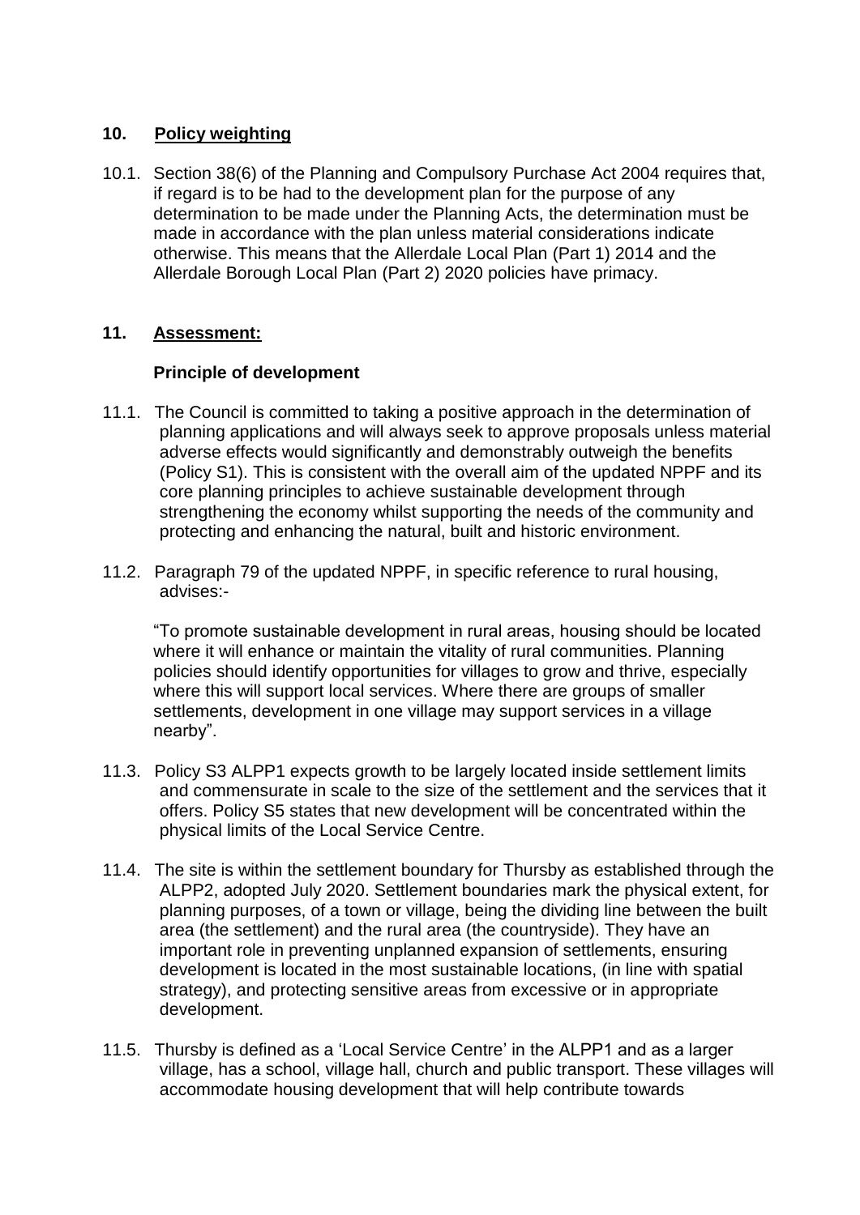## 10. Policy weighting

10.1. Section 38(6) of the Planning and Compulsory Purchase Act 2004 requires that, if regard is to be had to the development plan for the purpose of any determination to be made under the Planning Acts, the determination must be made in accordance with the plan unless material considerations indicate otherwise. This means that the Allerdale Local Plan (Part 1) 2014 and the Allerdale Borough Local Plan (Part 2) 2020 policies have primacy.

## 11. Assessment:

### Principle of development

11.1. The Council is committed to taking a positive approach in the determination of planning applications and will always seek to approve proposals unless material adverse effects would significantly and demonstrably outweigh the benefits (Policy S1). This is consistent with the overall aim of the updated NPPF and its core planning principles to achieve sustainable development through strengthening the economy whilst supporting the needs of the community and protecting and enhancing the natural, built and historic environment.

11.2. Paragraph 79 of the updated NPPF, in specific reference to rural housing, advises:-

"To promote sustainable development in rural areas, housing should be located where it will enhance or maintain the vitality of rural communities. Planning policies should identify opportunities for villages to grow and thrive, especially where this will support local services. Where there are groups of smaller settlements, development in one village may support services in a village nearby".

11.3. Policy S3 ALPP1 expects growth to be largely located inside settlement limits and commensurate in scale to the size of the settlement and the services that it offers. Policy S5 states that new development will be concentrated within the physical limits of the Local Service Centre.

11.4. The site is within the settlement boundary for Thursby as established through the ALPP2, adopted July 2020. Settlement boundaries mark the physical extent, for planning purposes, of a town or village, being the dividing line between the built area (the settlement) and the rural area (the countryside). They have an important role in preventing unplanned expansion of settlements, ensuring development is located in the most sustainable locations, (in line with spatial strategy), and protecting sensitive areas from excessive or in appropriate development.

11.5. Thursby is defined as a 'Local Service Centre' in the ALPP1 and as a larger village, has a school, village hall, church and public transport. These villages will accommodate housing development that will help contribute towards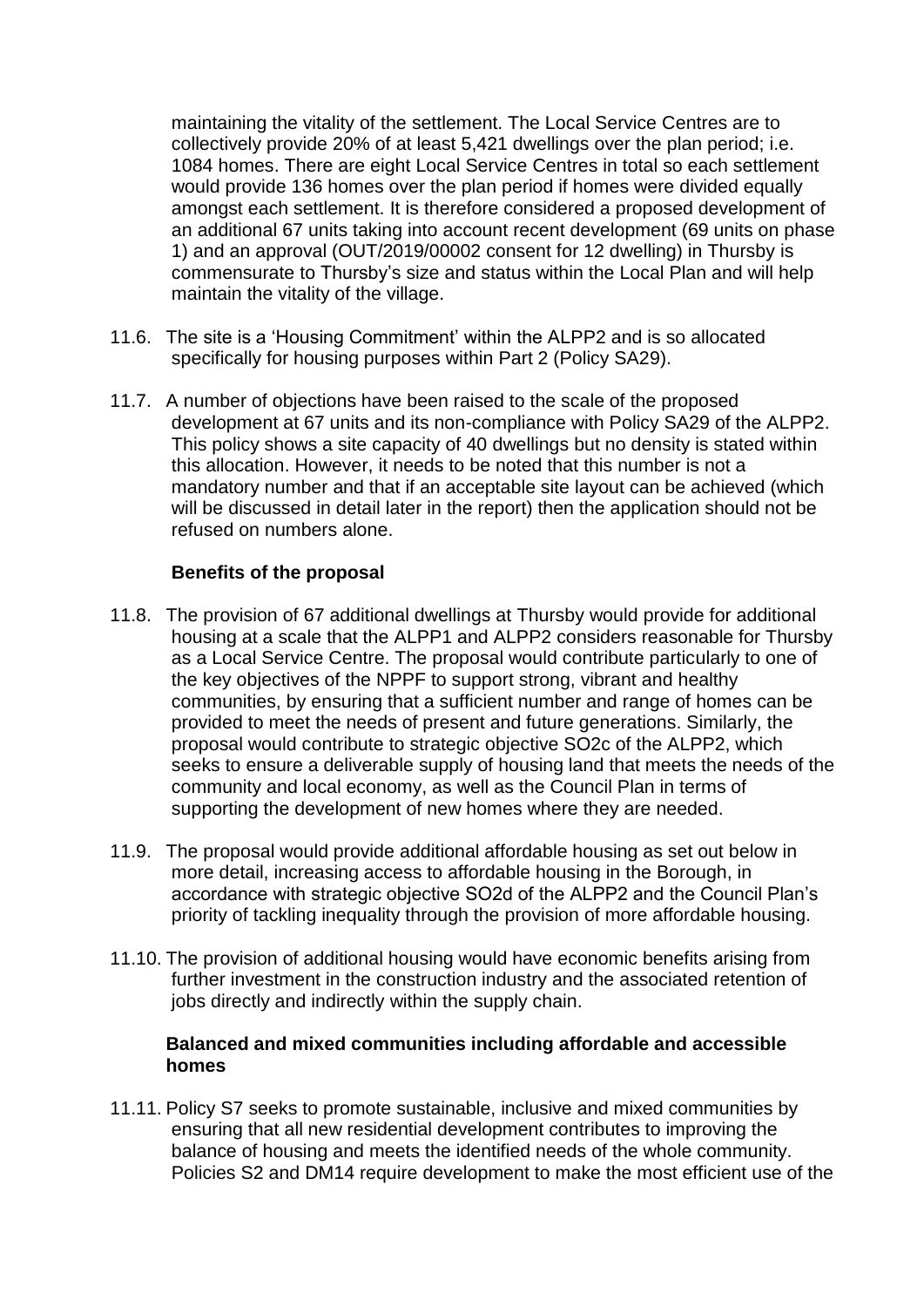maintaining the vitality of the settlement. The Local Service Centres are to collectively provide 20% of at least 5,421 dwellings over the plan period; i.e. 1084 homes. There are eight Local Service Centres in total so each settlement would provide 136 homes over the plan period if homes were divided equally amongst each settlement. It is therefore considered a proposed development of an additional 67 units taking into account recent development (69 units on phase 1) and an approval (OUT/2019/00002 consent for 12 dwelling) in Thursby is commensurate to Thursby's size and status within the Local Plan and will help maintain the vitality of the village.

11.6. The site is a 'Housing Commitment' within the ALPP2 and is so allocated specifically for housing purposes within Part 2 (Policy SA29).

11.7. A number of objections have been raised to the scale of the proposed development at 67 units and its non-compliance with Policy SA29 of the ALPP2. This policy shows a site capacity of 40 dwellings but no density is stated within this allocation. However, it needs to be noted that this number is not a mandatory number and that if an acceptable site layout can be achieved (which will be discussed in detail later in the report) then the application should not be refused on numbers alone.

**Benefits of the proposal**

11.8. The provision of 67 additional dwellings at Thursby would provide for additional housing at a scale that the ALPP1 and ALPP2 considers reasonable for Thursby as a Local Service Centre. The proposal would contribute particularly to one of the key objectives of the NPPF to support strong, vibrant and healthy communities, by ensuring that a sufficient number and range of homes can be provided to meet the needs of present and future generations. Similarly, the proposal would contribute to strategic objective SO2c of the ALPP2, which seeks to ensure a deliverable supply of housing land that meets the needs of the community and local economy, as well as the Council Plan in terms of supporting the development of new homes where they are needed.

11.9. The proposal would provide additional affordable housing as set out below in more detail, increasing access to affordable housing in the Borough, in accordance with strategic objective SO2d of the ALPP2 and the Council Plan's priority of tackling inequality through the provision of more affordable housing.

11.10. The provision of additional housing would have economic benefits arising from further investment in the construction industry and the associated retention of jobs directly and indirectly within the supply chain.

**Balanced and mixed communities including affordable and accessible homes**

11.11. Policy S7 seeks to promote sustainable, inclusive and mixed communities by ensuring that all new residential development contributes to improving the balance of housing and meets the identified needs of the whole community. Policies S2 and DM14 require development to make the most efficient use of the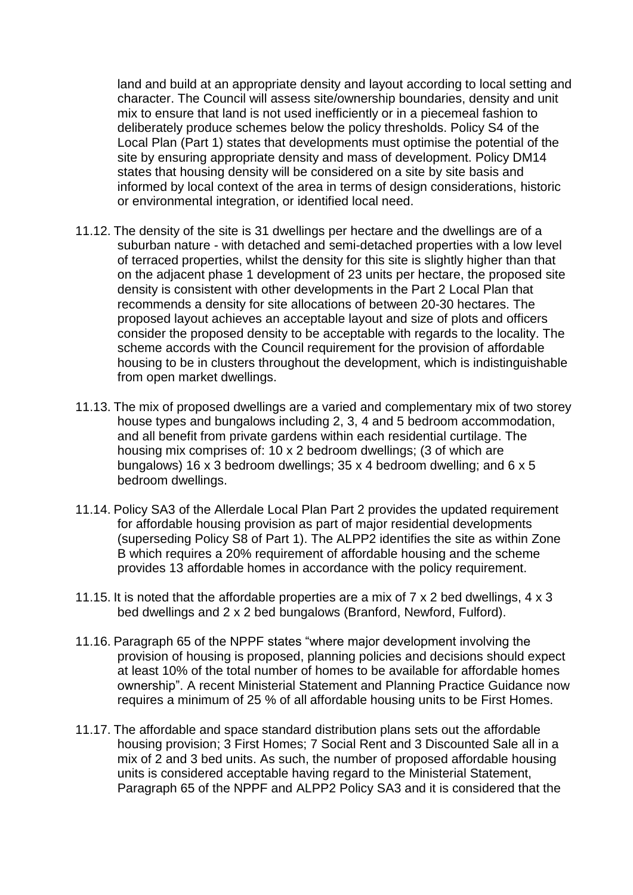land and build at an appropriate density and layout according to local setting and character. The Council will assess site/ownership boundaries, density and unit mix to ensure that land is not used inefficiently or in a piecemeal fashion to deliberately produce schemes below the policy thresholds. Policy S4 of the Local Plan (Part 1) states that developments must optimise the potential of the site by ensuring appropriate density and mass of development. Policy DM14 states that housing density will be considered on a site by site basis and informed by local context of the area in terms of design considerations, historic or environmental integration, or identified local need.

11.12. The density of the site is 31 dwellings per hectare and the dwellings are of a suburban nature - with detached and semi-detached properties with a low level of terraced properties, whilst the density for this site is slightly higher than that on the adjacent phase 1 development of 23 units per hectare, the proposed site density is consistent with other developments in the Part 2 Local Plan that recommends a density for site allocations of between 20-30 hectares. The proposed layout achieves an acceptable layout and size of plots and officers consider the proposed density to be acceptable with regards to the locality. The scheme accords with the Council requirement for the provision of affordable housing to be in clusters throughout the development, which is indistinguishable from open market dwellings.

11.13. The mix of proposed dwellings are a varied and complementary mix of two storey house types and bungalows including 2, 3, 4 and 5 bedroom accommodation, and all benefit from private gardens within each residential curtilage. The housing mix comprises of: 10 x 2 bedroom dwellings; (3 of which are bungalows) 16 x 3 bedroom dwellings; 35 x 4 bedroom dwelling; and 6 x 5 bedroom dwellings.

11.14. Policy SA3 of the Allerdale Local Plan Part 2 provides the updated requirement for affordable housing provision as part of major residential developments (superseding Policy S8 of Part 1). The ALPP2 identifies the site as within Zone B which requires a 20% requirement of affordable housing and the scheme provides 13 affordable homes in accordance with the policy requirement.

11.15. It is noted that the affordable properties are a mix of 7 x 2 bed dwellings, 4 x 3 bed dwellings and 2 x 2 bed bungalows (Branford, Newford, Fulford).

11.16. Paragraph 65 of the NPPF states "where major development involving the provision of housing is proposed, planning policies and decisions should expect at least 10% of the total number of homes to be available for affordable homes ownership". A recent Ministerial Statement and Planning Practice Guidance now requires a minimum of 25 % of all affordable housing units to be First Homes.

11.17. The affordable and space standard distribution plans sets out the affordable housing provision; 3 First Homes; 7 Social Rent and 3 Discounted Sale all in a mix of 2 and 3 bed units. As such, the number of proposed affordable housing units is considered acceptable having regard to the Ministerial Statement, Paragraph 65 of the NPPF and ALPP2 Policy SA3 and it is considered that the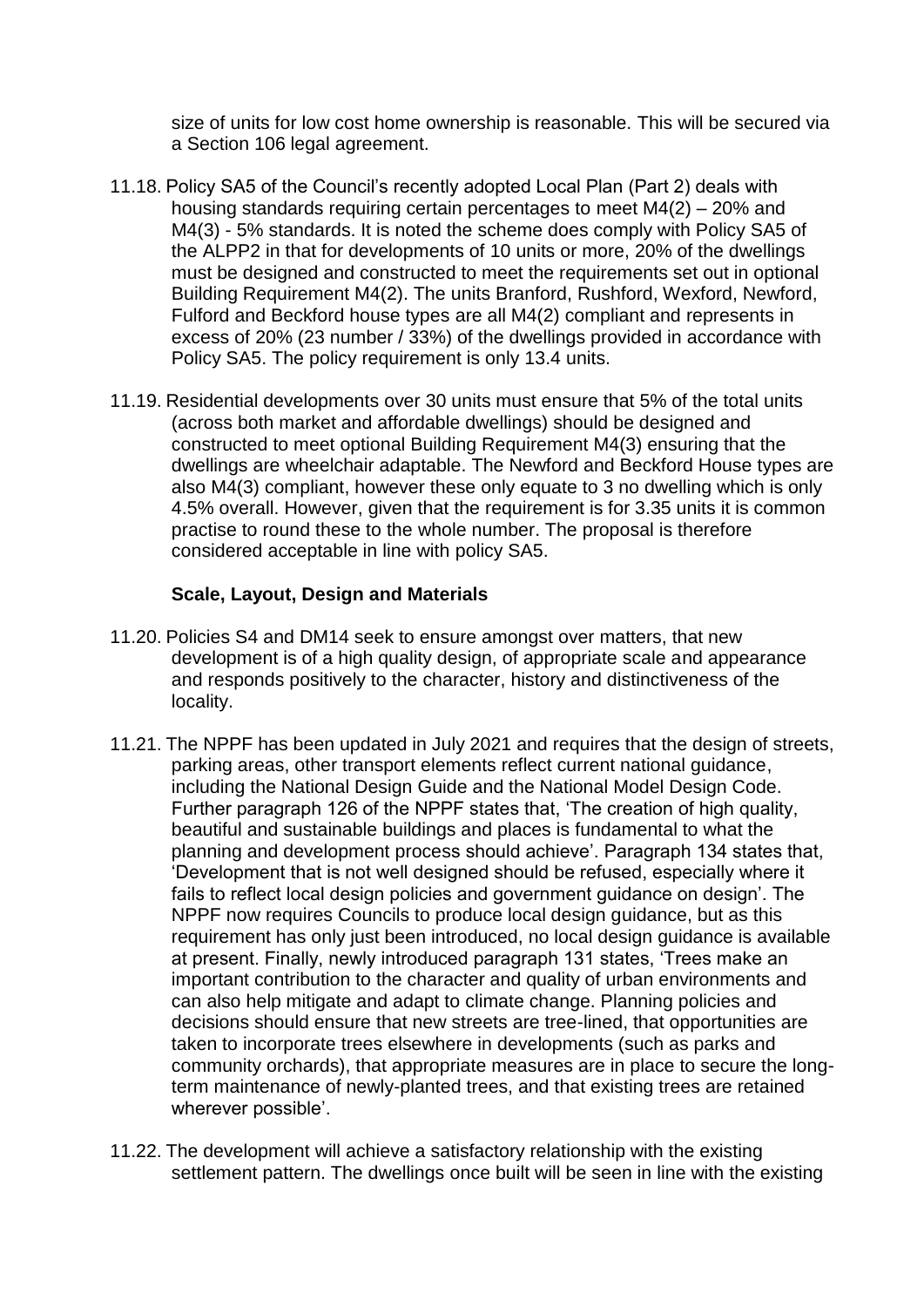size of units for low cost home ownership is reasonable. This will be secured via a Section 106 legal agreement.

11.18. Policy SA5 of the Council's recently adopted Local Plan (Part 2) deals with housing standards requiring certain percentages to meet M4(2) – 20% and M4(3) - 5% standards. It is noted the scheme does comply with Policy SA5 of the ALPP2 in that for developments of 10 units or more, 20% of the dwellings must be designed and constructed to meet the requirements set out in optional Building Requirement M4(2). The units Branford, Rushford, Wexford, Newford, Fulford and Beckford house types are all M4(2) compliant and represents in excess of 20% (23 number / 33%) of the dwellings provided in accordance with Policy SA5. The policy requirement is only 13.4 units.

11.19. Residential developments over 30 units must ensure that 5% of the total units (across both market and affordable dwellings) should be designed and constructed to meet optional Building Requirement M4(3) ensuring that the dwellings are wheelchair adaptable. The Newford and Beckford House types are also M4(3) compliant, however these only equate to 3 no dwelling which is only 4.5% overall. However, given that the requirement is for 3.35 units it is common practise to round these to the whole number. The proposal is therefore considered acceptable in line with policy SA5.

**Scale, Layout, Design and Materials**

11.20. Policies S4 and DM14 seek to ensure amongst over matters, that new development is of a high quality design, of appropriate scale and appearance and responds positively to the character, history and distinctiveness of the locality.

11.21. The NPPF has been updated in July 2021 and requires that the design of streets, parking areas, other transport elements reflect current national guidance, including the National Design Guide and the National Model Design Code. Further paragraph 126 of the NPPF states that, 'The creation of high quality, beautiful and sustainable buildings and places is fundamental to what the planning and development process should achieve'. Paragraph 134 states that, 'Development that is not well designed should be refused, especially where it fails to reflect local design policies and government guidance on design'. The NPPF now requires Councils to produce local design guidance, but as this requirement has only just been introduced, no local design guidance is available at present. Finally, newly introduced paragraph 131 states, 'Trees make an important contribution to the character and quality of urban environments and can also help mitigate and adapt to climate change. Planning policies and decisions should ensure that new streets are tree-lined, that opportunities are taken to incorporate trees elsewhere in developments (such as parks and community orchards), that appropriate measures are in place to secure the long-term maintenance of newly-planted trees, and that existing trees are retained wherever possible'.

11.22. The development will achieve a satisfactory relationship with the existing settlement pattern. The dwellings once built will be seen in line with the existing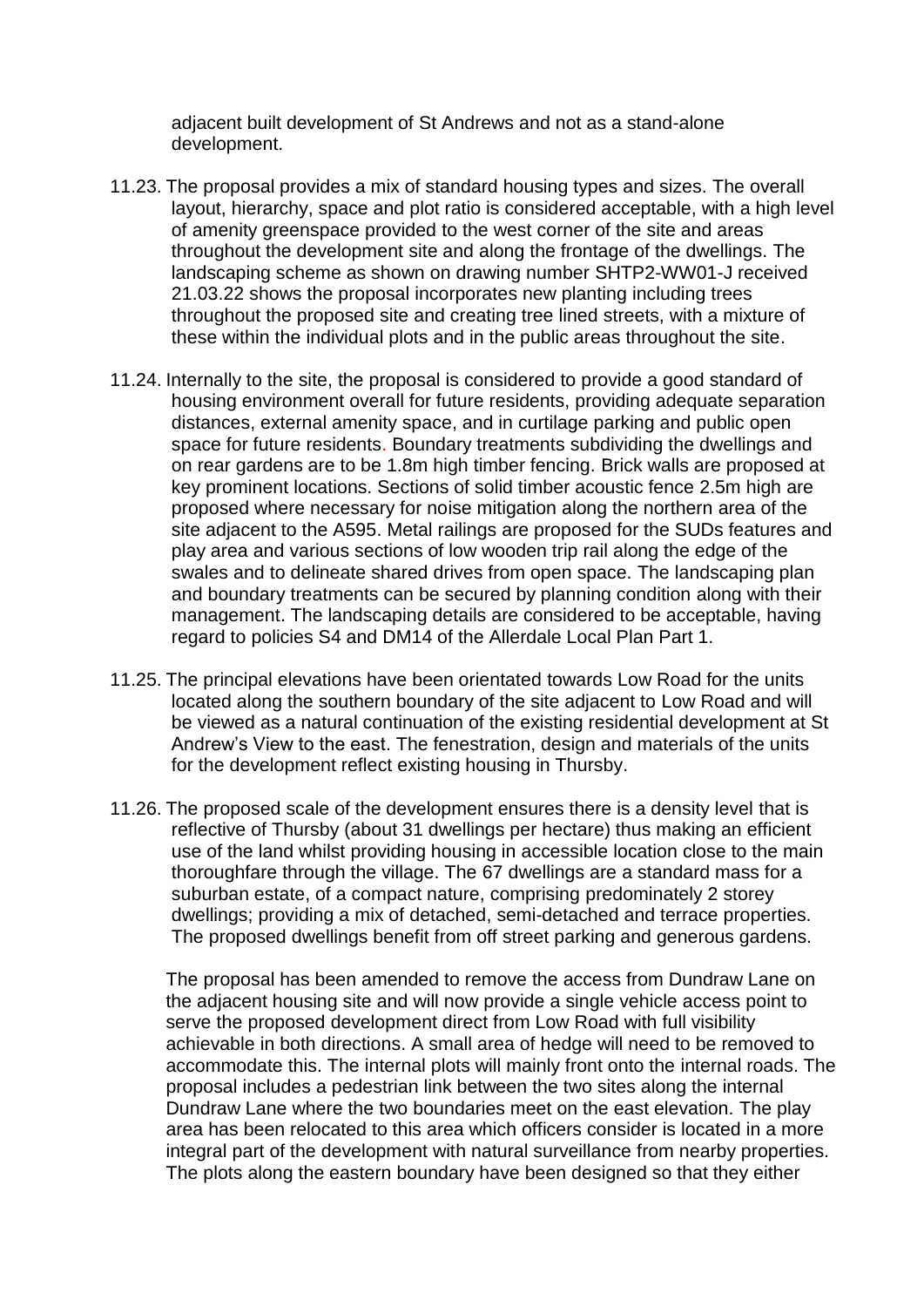adjacent built development of St Andrews and not as a stand-alone development.

11.23. The proposal provides a mix of standard housing types and sizes. The overall layout, hierarchy, space and plot ratio is considered acceptable, with a high level of amenity greenspace provided to the west corner of the site and areas throughout the development site and along the frontage of the dwellings. The landscaping scheme as shown on drawing number SHTP2-WW01-J received 21.03.22 shows the proposal incorporates new planting including trees throughout the proposed site and creating tree lined streets, with a mixture of these within the individual plots and in the public areas throughout the site.

11.24. Internally to the site, the proposal is considered to provide a good standard of housing environment overall for future residents, providing adequate separation distances, external amenity space, and in curtilage parking and public open space for future residents. Boundary treatments subdividing the dwellings and on rear gardens are to be 1.8m high timber fencing. Brick walls are proposed at key prominent locations. Sections of solid timber acoustic fence 2.5m high are proposed where necessary for noise mitigation along the northern area of the site adjacent to the A595. Metal railings are proposed for the SUDs features and play area and various sections of low wooden trip rail along the edge of the swales and to delineate shared drives from open space. The landscaping plan and boundary treatments can be secured by planning condition along with their management. The landscaping details are considered to be acceptable, having regard to policies S4 and DM14 of the Allerdale Local Plan Part 1.

11.25. The principal elevations have been orientated towards Low Road for the units located along the southern boundary of the site adjacent to Low Road and will be viewed as a natural continuation of the existing residential development at St Andrew's View to the east. The fenestration, design and materials of the units for the development reflect existing housing in Thursby.

11.26. The proposed scale of the development ensures there is a density level that is reflective of Thursby (about 31 dwellings per hectare) thus making an efficient use of the land whilst providing housing in accessible location close to the main thoroughfare through the village. The 67 dwellings are a standard mass for a suburban estate, of a compact nature, comprising predominately 2 storey dwellings; providing a mix of detached, semi-detached and terrace properties. The proposed dwellings benefit from off street parking and generous gardens.

The proposal has been amended to remove the access from Dundraw Lane on the adjacent housing site and will now provide a single vehicle access point to serve the proposed development direct from Low Road with full visibility achievable in both directions. A small area of hedge will need to be removed to accommodate this. The internal plots will mainly front onto the internal roads. The proposal includes a pedestrian link between the two sites along the internal Dundraw Lane where the two boundaries meet on the east elevation. The play area has been relocated to this area which officers consider is located in a more integral part of the development with natural surveillance from nearby properties. The plots along the eastern boundary have been designed so that they either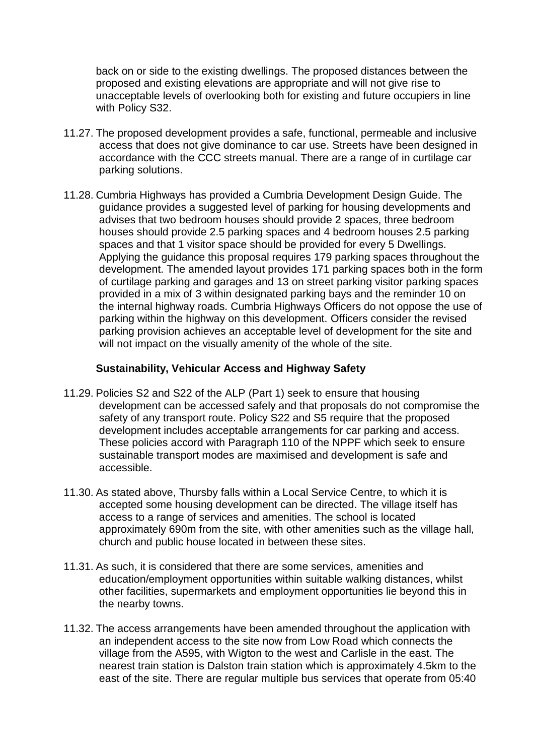back on or side to the existing dwellings. The proposed distances between the proposed and existing elevations are appropriate and will not give rise to unacceptable levels of overlooking both for existing and future occupiers in line with Policy S32.

11.27. The proposed development provides a safe, functional, permeable and inclusive access that does not give dominance to car use. Streets have been designed in accordance with the CCC streets manual. There are a range of in curtilage car parking solutions.

11.28. Cumbria Highways has provided a Cumbria Development Design Guide. The guidance provides a suggested level of parking for housing developments and advises that two bedroom houses should provide 2 spaces, three bedroom houses should provide 2.5 parking spaces and 4 bedroom houses 2.5 parking spaces and that 1 visitor space should be provided for every 5 Dwellings. Applying the guidance this proposal requires 179 parking spaces throughout the development. The amended layout provides 171 parking spaces both in the form of curtilage parking and garages and 13 on street parking visitor parking spaces provided in a mix of 3 within designated parking bays and the reminder 10 on the internal highway roads. Cumbria Highways Officers do not oppose the use of parking within the highway on this development. Officers consider the revised parking provision achieves an acceptable level of development for the site and will not impact on the visually amenity of the whole of the site.

**Sustainability, Vehicular Access and Highway Safety**

11.29. Policies S2 and S22 of the ALP (Part 1) seek to ensure that housing development can be accessed safely and that proposals do not compromise the safety of any transport route. Policy S22 and S5 require that the proposed development includes acceptable arrangements for car parking and access. These policies accord with Paragraph 110 of the NPPF which seek to ensure sustainable transport modes are maximised and development is safe and accessible.

11.30. As stated above, Thursby falls within a Local Service Centre, to which it is accepted some housing development can be directed. The village itself has access to a range of services and amenities. The school is located approximately 690m from the site, with other amenities such as the village hall, church and public house located in between these sites.

11.31. As such, it is considered that there are some services, amenities and education/employment opportunities within suitable walking distances, whilst other facilities, supermarkets and employment opportunities lie beyond this in the nearby towns.

11.32. The access arrangements have been amended throughout the application with an independent access to the site now from Low Road which connects the village from the A595, with Wigton to the west and Carlisle in the east. The nearest train station is Dalston train station which is approximately 4.5km to the east of the site. There are regular multiple bus services that operate from 05:40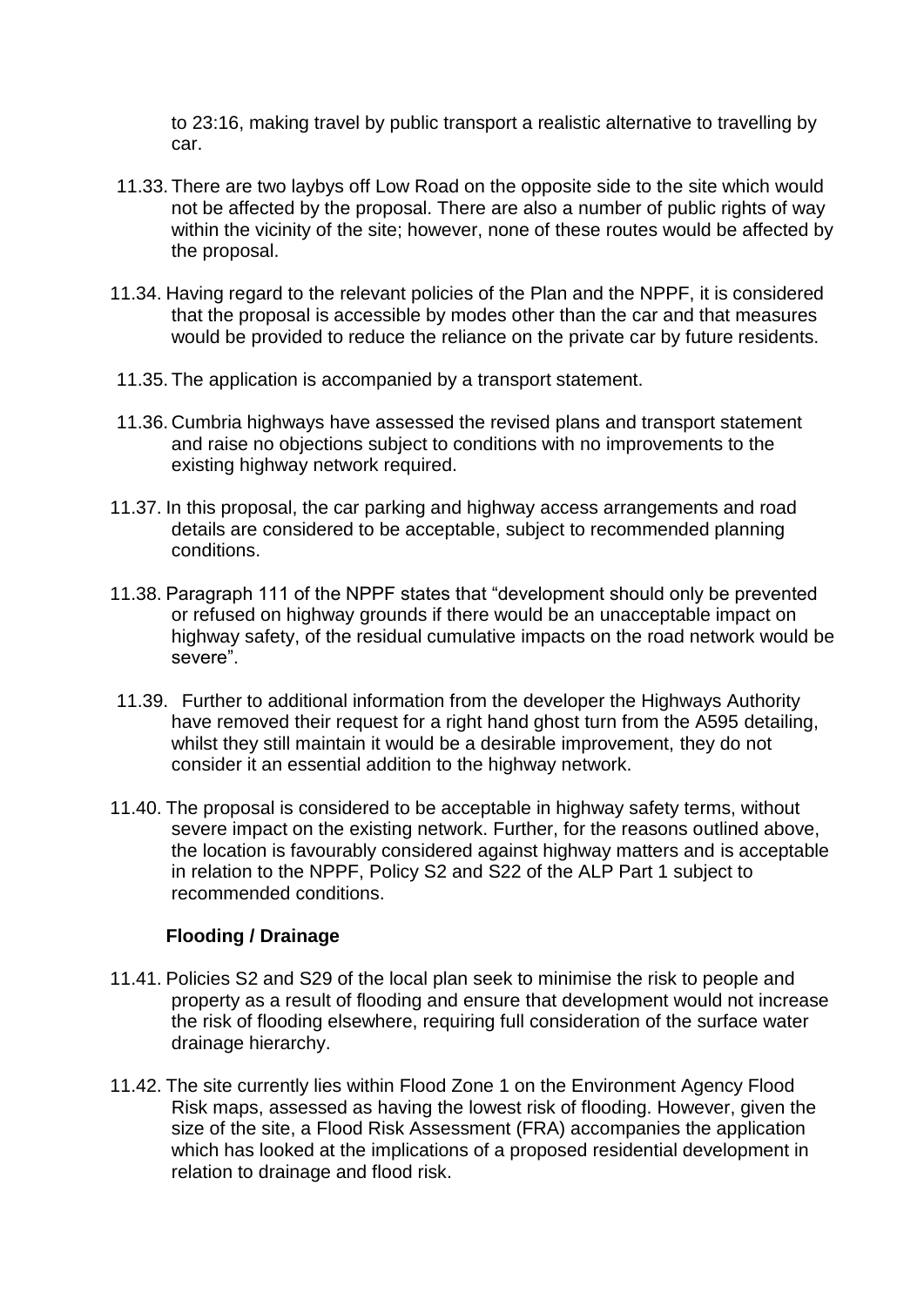to 23:16, making travel by public transport a realistic alternative to travelling by car.

11.33. There are two laybys off Low Road on the opposite side to the site which would not be affected by the proposal. There are also a number of public rights of way within the vicinity of the site; however, none of these routes would be affected by the proposal.

11.34. Having regard to the relevant policies of the Plan and the NPPF, it is considered that the proposal is accessible by modes other than the car and that measures would be provided to reduce the reliance on the private car by future residents.

11.35. The application is accompanied by a transport statement.

11.36. Cumbria highways have assessed the revised plans and transport statement and raise no objections subject to conditions with no improvements to the existing highway network required.

11.37. In this proposal, the car parking and highway access arrangements and road details are considered to be acceptable, subject to recommended planning conditions.

11.38. Paragraph 111 of the NPPF states that "development should only be prevented or refused on highway grounds if there would be an unacceptable impact on highway safety, of the residual cumulative impacts on the road network would be severe".

11.39. Further to additional information from the developer the Highways Authority have removed their request for a right hand ghost turn from the A595 detailing, whilst they still maintain it would be a desirable improvement, they do not consider it an essential addition to the highway network.

11.40. The proposal is considered to be acceptable in highway safety terms, without severe impact on the existing network. Further, for the reasons outlined above, the location is favourably considered against highway matters and is acceptable in relation to the NPPF, Policy S2 and S22 of the ALP Part 1 subject to recommended conditions.

**Flooding / Drainage**

11.41. Policies S2 and S29 of the local plan seek to minimise the risk to people and property as a result of flooding and ensure that development would not increase the risk of flooding elsewhere, requiring full consideration of the surface water drainage hierarchy.

11.42. The site currently lies within Flood Zone 1 on the Environment Agency Flood Risk maps, assessed as having the lowest risk of flooding. However, given the size of the site, a Flood Risk Assessment (FRA) accompanies the application which has looked at the implications of a proposed residential development in relation to drainage and flood risk.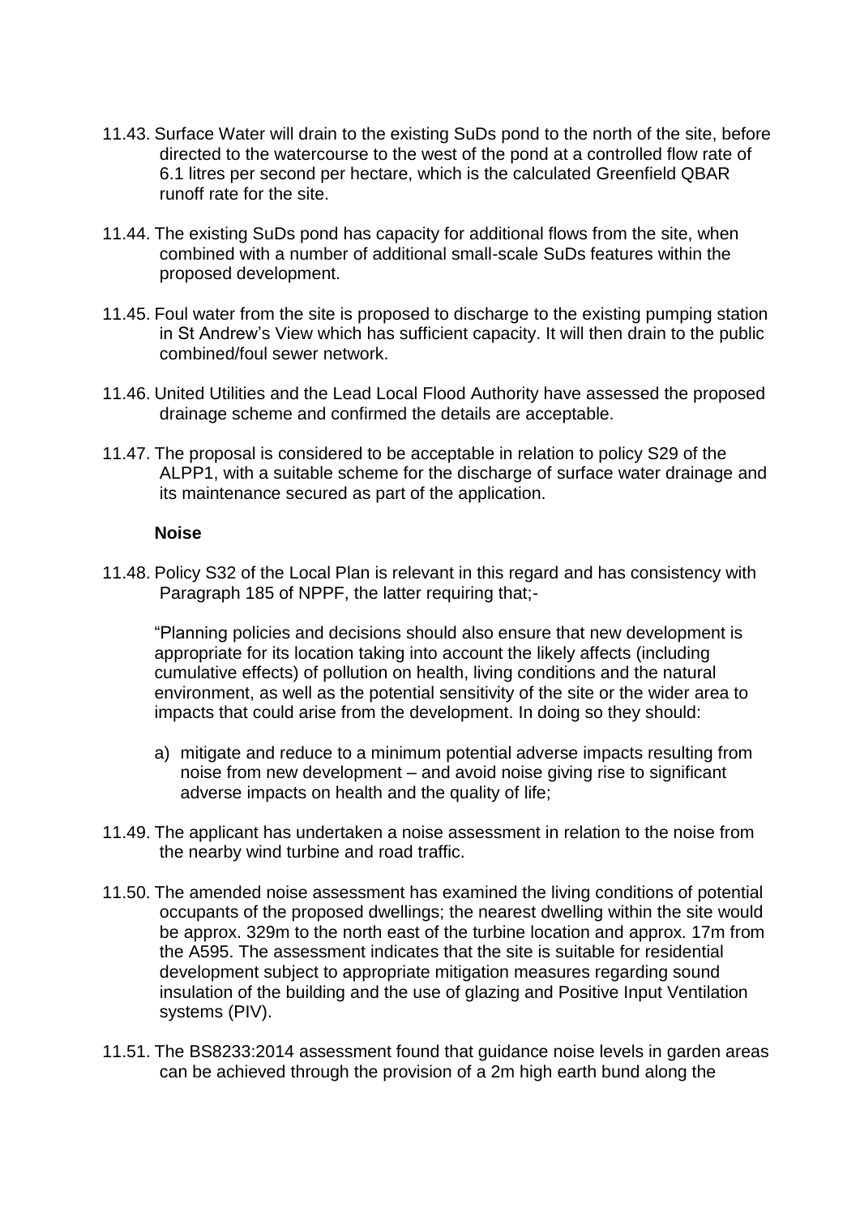11.43. Surface Water will drain to the existing SuDs pond to the north of the site, before directed to the watercourse to the west of the pond at a controlled flow rate of 6.1 litres per second per hectare, which is the calculated Greenfield QBAR runoff rate for the site.

11.44. The existing SuDs pond has capacity for additional flows from the site, when combined with a number of additional small-scale SuDs features within the proposed development.

11.45. Foul water from the site is proposed to discharge to the existing pumping station in St Andrew's View which has sufficient capacity. It will then drain to the public combined/foul sewer network.

11.46. United Utilities and the Lead Local Flood Authority have assessed the proposed drainage scheme and confirmed the details are acceptable.

11.47. The proposal is considered to be acceptable in relation to policy S29 of the ALPP1, with a suitable scheme for the discharge of surface water drainage and its maintenance secured as part of the application.

**Noise**

11.48. Policy S32 of the Local Plan is relevant in this regard and has consistency with Paragraph 185 of NPPF, the latter requiring that;-

"Planning policies and decisions should also ensure that new development is appropriate for its location taking into account the likely affects (including cumulative effects) of pollution on health, living conditions and the natural environment, as well as the potential sensitivity of the site or the wider area to impacts that could arise from the development. In doing so they should:

a) mitigate and reduce to a minimum potential adverse impacts resulting from noise from new development – and avoid noise giving rise to significant adverse impacts on health and the quality of life;

11.49. The applicant has undertaken a noise assessment in relation to the noise from the nearby wind turbine and road traffic.

11.50. The amended noise assessment has examined the living conditions of potential occupants of the proposed dwellings; the nearest dwelling within the site would be approx. 329m to the north east of the turbine location and approx. 17m from the A595. The assessment indicates that the site is suitable for residential development subject to appropriate mitigation measures regarding sound insulation of the building and the use of glazing and Positive Input Ventilation systems (PIV).

11.51. The BS8233:2014 assessment found that guidance noise levels in garden areas can be achieved through the provision of a 2m high earth bund along the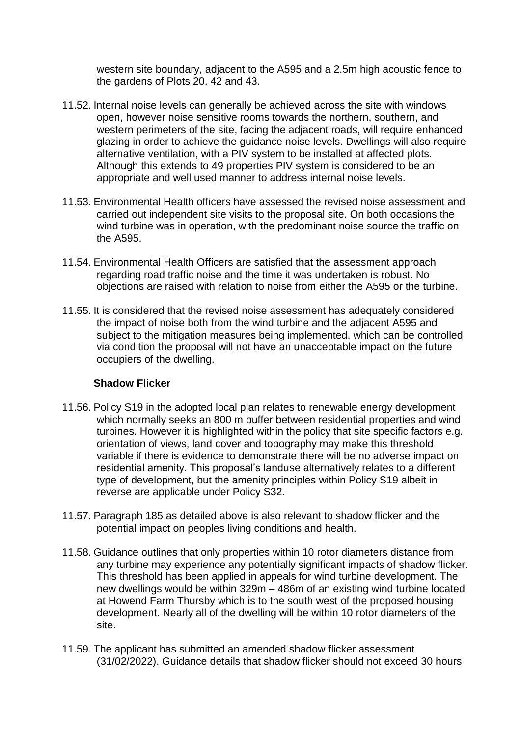western site boundary, adjacent to the A595 and a 2.5m high acoustic fence to the gardens of Plots 20, 42 and 43.

11.52. Internal noise levels can generally be achieved across the site with windows open, however noise sensitive rooms towards the northern, southern, and western perimeters of the site, facing the adjacent roads, will require enhanced glazing in order to achieve the guidance noise levels. Dwellings will also require alternative ventilation, with a PIV system to be installed at affected plots. Although this extends to 49 properties PIV system is considered to be an appropriate and well used manner to address internal noise levels.

11.53. Environmental Health officers have assessed the revised noise assessment and carried out independent site visits to the proposal site. On both occasions the wind turbine was in operation, with the predominant noise source the traffic on the A595.

11.54. Environmental Health Officers are satisfied that the assessment approach regarding road traffic noise and the time it was undertaken is robust. No objections are raised with relation to noise from either the A595 or the turbine.

11.55. It is considered that the revised noise assessment has adequately considered the impact of noise both from the wind turbine and the adjacent A595 and subject to the mitigation measures being implemented, which can be controlled via condition the proposal will not have an unacceptable impact on the future occupiers of the dwelling.

**Shadow Flicker**

11.56. Policy S19 in the adopted local plan relates to renewable energy development which normally seeks an 800 m buffer between residential properties and wind turbines. However it is highlighted within the policy that site specific factors e.g. orientation of views, land cover and topography may make this threshold variable if there is evidence to demonstrate there will be no adverse impact on residential amenity. This proposal's landuse alternatively relates to a different type of development, but the amenity principles within Policy S19 albeit in reverse are applicable under Policy S32.

11.57. Paragraph 185 as detailed above is also relevant to shadow flicker and the potential impact on peoples living conditions and health.

11.58. Guidance outlines that only properties within 10 rotor diameters distance from any turbine may experience any potentially significant impacts of shadow flicker. This threshold has been applied in appeals for wind turbine development. The new dwellings would be within 329m – 486m of an existing wind turbine located at Howend Farm Thursby which is to the south west of the proposed housing development. Nearly all of the dwelling will be within 10 rotor diameters of the site.

11.59. The applicant has submitted an amended shadow flicker assessment (31/02/2022). Guidance details that shadow flicker should not exceed 30 hours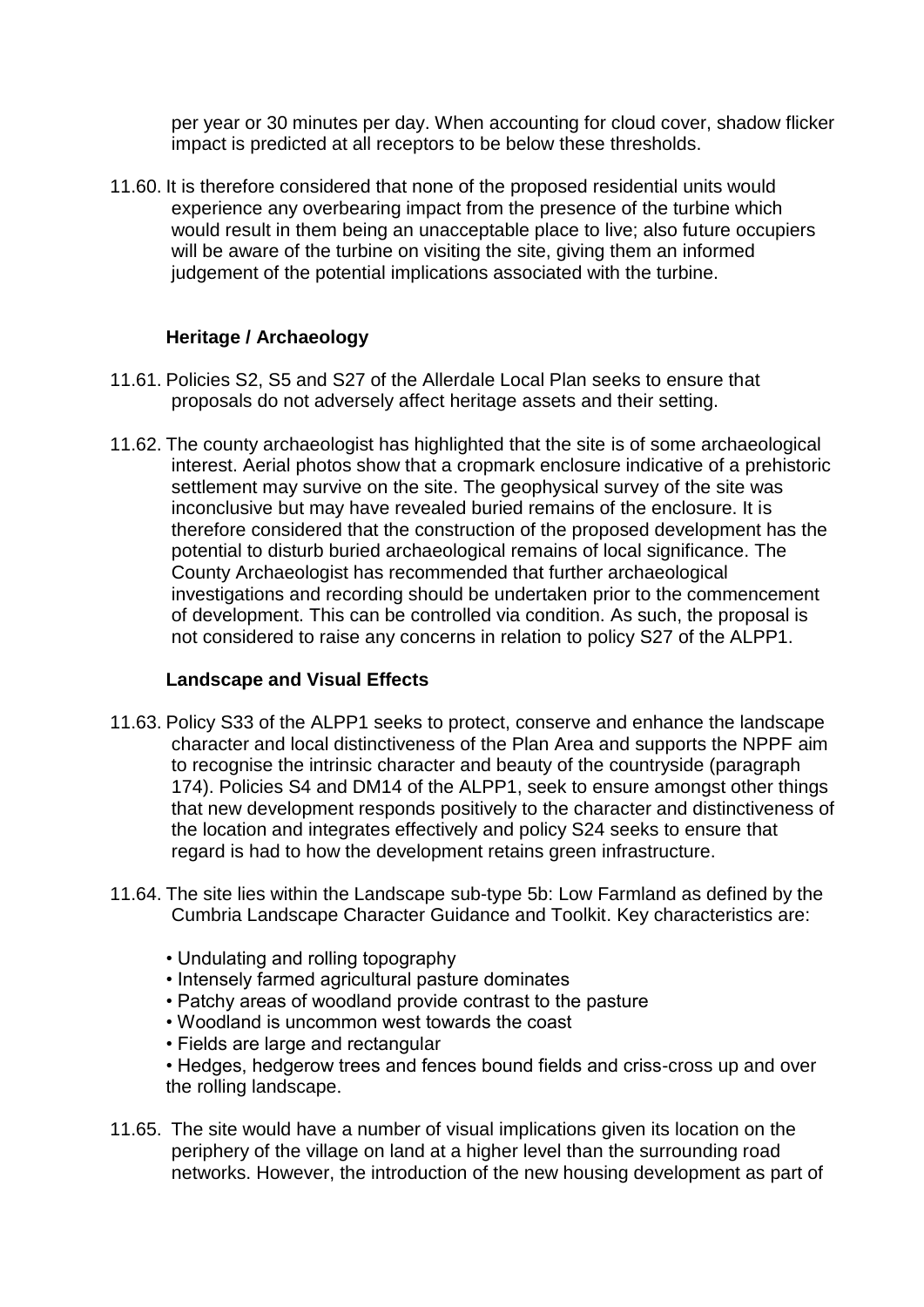per year or 30 minutes per day. When accounting for cloud cover, shadow flicker impact is predicted at all receptors to be below these thresholds.

11.60. It is therefore considered that none of the proposed residential units would experience any overbearing impact from the presence of the turbine which would result in them being an unacceptable place to live; also future occupiers will be aware of the turbine on visiting the site, giving them an informed judgement of the potential implications associated with the turbine.

**Heritage / Archaeology**

11.61. Policies S2, S5 and S27 of the Allerdale Local Plan seeks to ensure that proposals do not adversely affect heritage assets and their setting.

11.62. The county archaeologist has highlighted that the site is of some archaeological interest. Aerial photos show that a cropmark enclosure indicative of a prehistoric settlement may survive on the site. The geophysical survey of the site was inconclusive but may have revealed buried remains of the enclosure. It is therefore considered that the construction of the proposed development has the potential to disturb buried archaeological remains of local significance. The County Archaeologist has recommended that further archaeological investigations and recording should be undertaken prior to the commencement of development. This can be controlled via condition. As such, the proposal is not considered to raise any concerns in relation to policy S27 of the ALPP1.

**Landscape and Visual Effects**

11.63. Policy S33 of the ALPP1 seeks to protect, conserve and enhance the landscape character and local distinctiveness of the Plan Area and supports the NPPF aim to recognise the intrinsic character and beauty of the countryside (paragraph 174). Policies S4 and DM14 of the ALPP1, seek to ensure amongst other things that new development responds positively to the character and distinctiveness of the location and integrates effectively and policy S24 seeks to ensure that regard is had to how the development retains green infrastructure.

11.64. The site lies within the Landscape sub-type 5b: Low Farmland as defined by the Cumbria Landscape Character Guidance and Toolkit. Key characteristics are:

- Undulating and rolling topography
- Intensely farmed agricultural pasture dominates
- Patchy areas of woodland provide contrast to the pasture
- Woodland is uncommon west towards the coast
- Fields are large and rectangular
- Hedges, hedgerow trees and fences bound fields and criss-cross up and over the rolling landscape.

11.65. The site would have a number of visual implications given its location on the periphery of the village on land at a higher level than the surrounding road networks. However, the introduction of the new housing development as part of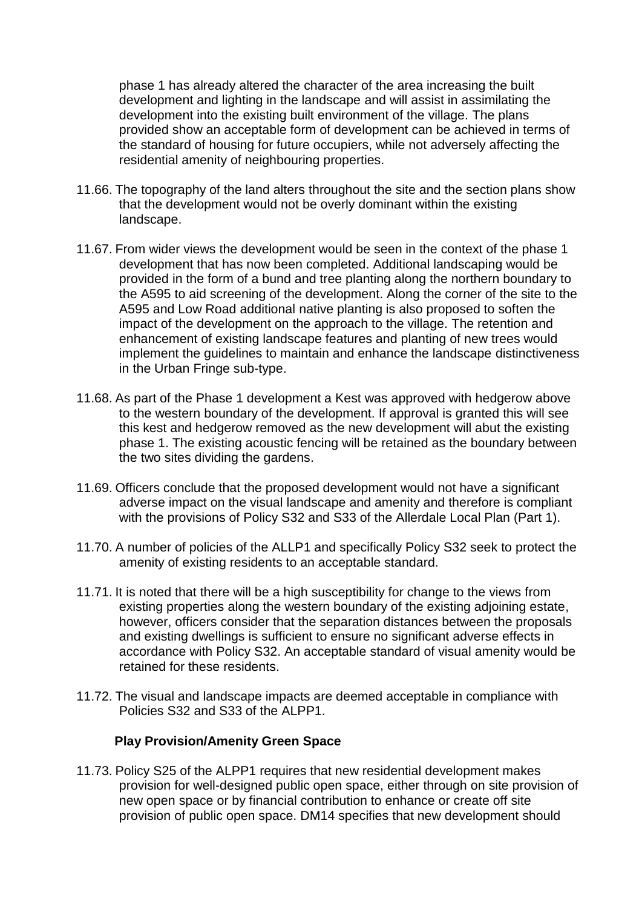phase 1 has already altered the character of the area increasing the built development and lighting in the landscape and will assist in assimilating the development into the existing built environment of the village. The plans provided show an acceptable form of development can be achieved in terms of the standard of housing for future occupiers, while not adversely affecting the residential amenity of neighbouring properties.

11.66. The topography of the land alters throughout the site and the section plans show that the development would not be overly dominant within the existing landscape.

11.67. From wider views the development would be seen in the context of the phase 1 development that has now been completed. Additional landscaping would be provided in the form of a bund and tree planting along the northern boundary to the A595 to aid screening of the development. Along the corner of the site to the A595 and Low Road additional native planting is also proposed to soften the impact of the development on the approach to the village. The retention and enhancement of existing landscape features and planting of new trees would implement the guidelines to maintain and enhance the landscape distinctiveness in the Urban Fringe sub-type.

11.68. As part of the Phase 1 development a Kest was approved with hedgerow above to the western boundary of the development. If approval is granted this will see this kest and hedgerow removed as the new development will abut the existing phase 1. The existing acoustic fencing will be retained as the boundary between the two sites dividing the gardens.

11.69. Officers conclude that the proposed development would not have a significant adverse impact on the visual landscape and amenity and therefore is compliant with the provisions of Policy S32 and S33 of the Allerdale Local Plan (Part 1).

11.70. A number of policies of the ALLP1 and specifically Policy S32 seek to protect the amenity of existing residents to an acceptable standard.

11.71. It is noted that there will be a high susceptibility for change to the views from existing properties along the western boundary of the existing adjoining estate, however, officers consider that the separation distances between the proposals and existing dwellings is sufficient to ensure no significant adverse effects in accordance with Policy S32. An acceptable standard of visual amenity would be retained for these residents.

11.72. The visual and landscape impacts are deemed acceptable in compliance with Policies S32 and S33 of the ALPP1.

**Play Provision/Amenity Green Space**

11.73. Policy S25 of the ALPP1 requires that new residential development makes provision for well-designed public open space, either through on site provision of new open space or by financial contribution to enhance or create off site provision of public open space. DM14 specifies that new development should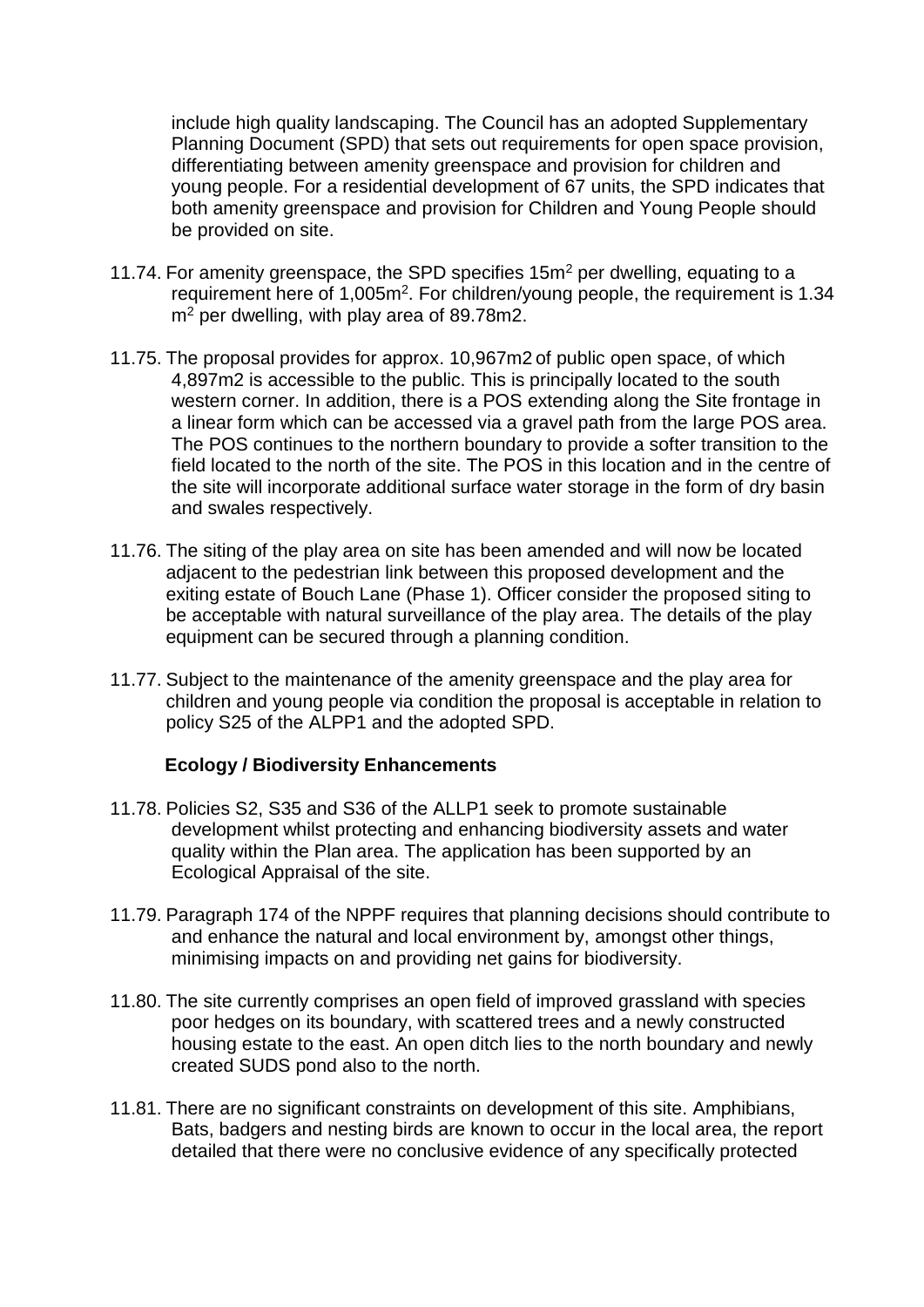include high quality landscaping. The Council has an adopted Supplementary Planning Document (SPD) that sets out requirements for open space provision, differentiating between amenity greenspace and provision for children and young people. For a residential development of 67 units, the SPD indicates that both amenity greenspace and provision for Children and Young People should be provided on site.

11.74. For amenity greenspace, the SPD specifies 15m$^2$ per dwelling, equating to a requirement here of 1,005m$^2$. For children/young people, the requirement is 1.34 m$^2$ per dwelling, with play area of 89.78m2.

11.75. The proposal provides for approx. 10,967m2 of public open space, of which 4,897m2 is accessible to the public. This is principally located to the south western corner. In addition, there is a POS extending along the Site frontage in a linear form which can be accessed via a gravel path from the large POS area. The POS continues to the northern boundary to provide a softer transition to the field located to the north of the site. The POS in this location and in the centre of the site will incorporate additional surface water storage in the form of dry basin and swales respectively.

11.76. The siting of the play area on site has been amended and will now be located adjacent to the pedestrian link between this proposed development and the exiting estate of Bouch Lane (Phase 1). Officer consider the proposed siting to be acceptable with natural surveillance of the play area. The details of the play equipment can be secured through a planning condition.

11.77. Subject to the maintenance of the amenity greenspace and the play area for children and young people via condition the proposal is acceptable in relation to policy S25 of the ALPP1 and the adopted SPD.

**Ecology / Biodiversity Enhancements**

11.78. Policies S2, S35 and S36 of the ALLP1 seek to promote sustainable development whilst protecting and enhancing biodiversity assets and water quality within the Plan area. The application has been supported by an Ecological Appraisal of the site.

11.79. Paragraph 174 of the NPPF requires that planning decisions should contribute to and enhance the natural and local environment by, amongst other things, minimising impacts on and providing net gains for biodiversity.

11.80. The site currently comprises an open field of improved grassland with species poor hedges on its boundary, with scattered trees and a newly constructed housing estate to the east. An open ditch lies to the north boundary and newly created SUDS pond also to the north.

11.81. There are no significant constraints on development of this site. Amphibians, Bats, badgers and nesting birds are known to occur in the local area, the report detailed that there were no conclusive evidence of any specifically protected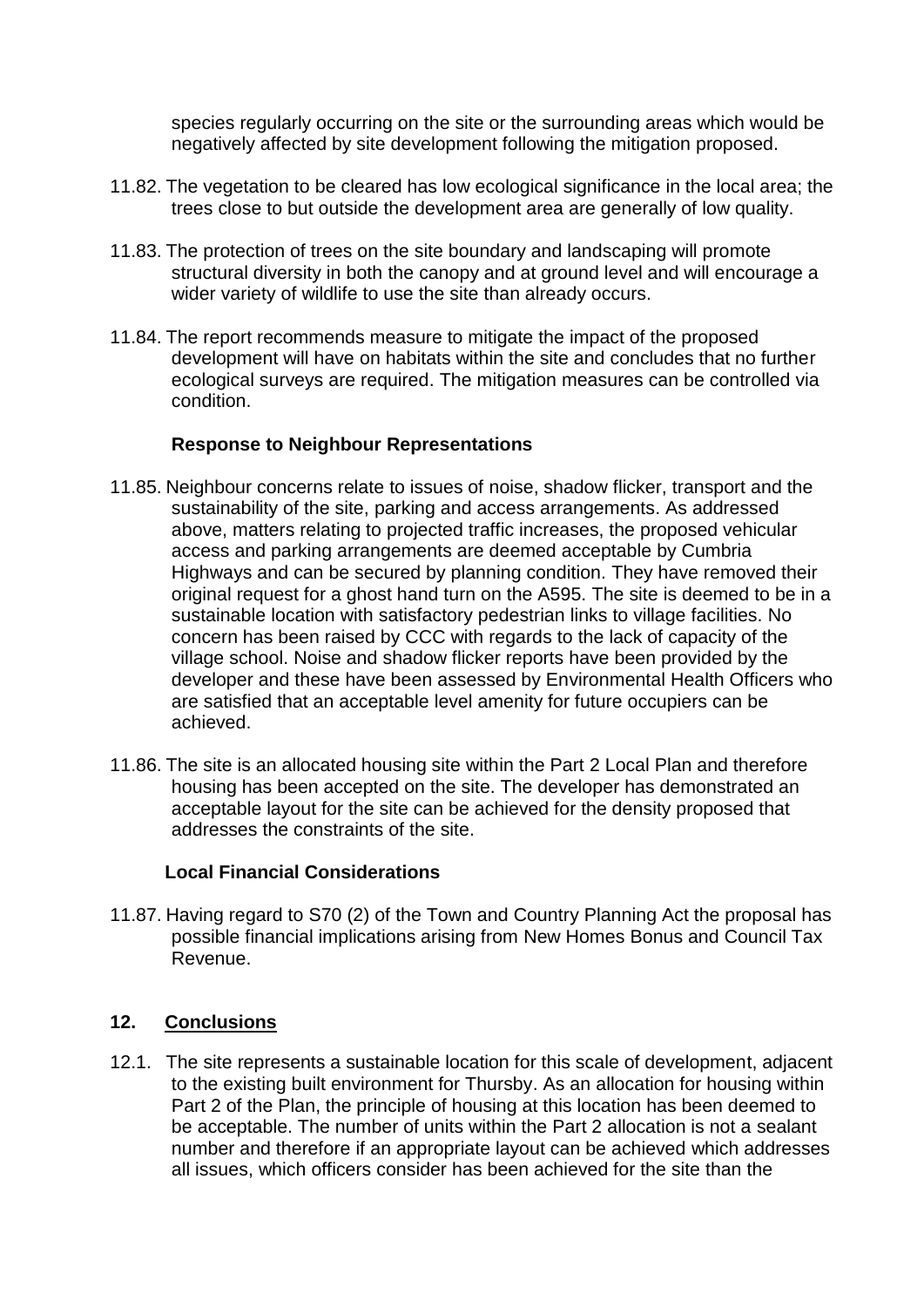species regularly occurring on the site or the surrounding areas which would be negatively affected by site development following the mitigation proposed.

11.82. The vegetation to be cleared has low ecological significance in the local area; the trees close to but outside the development area are generally of low quality.

11.83. The protection of trees on the site boundary and landscaping will promote structural diversity in both the canopy and at ground level and will encourage a wider variety of wildlife to use the site than already occurs.

11.84. The report recommends measure to mitigate the impact of the proposed development will have on habitats within the site and concludes that no further ecological surveys are required. The mitigation measures can be controlled via condition.

**Response to Neighbour Representations**

11.85. Neighbour concerns relate to issues of noise, shadow flicker, transport and the sustainability of the site, parking and access arrangements. As addressed above, matters relating to projected traffic increases, the proposed vehicular access and parking arrangements are deemed acceptable by Cumbria Highways and can be secured by planning condition. They have removed their original request for a ghost hand turn on the A595. The site is deemed to be in a sustainable location with satisfactory pedestrian links to village facilities. No concern has been raised by CCC with regards to the lack of capacity of the village school. Noise and shadow flicker reports have been provided by the developer and these have been assessed by Environmental Health Officers who are satisfied that an acceptable level amenity for future occupiers can be achieved.

11.86. The site is an allocated housing site within the Part 2 Local Plan and therefore housing has been accepted on the site. The developer has demonstrated an acceptable layout for the site can be achieved for the density proposed that addresses the constraints of the site.

**Local Financial Considerations**

11.87. Having regard to S70 (2) of the Town and Country Planning Act the proposal has possible financial implications arising from New Homes Bonus and Council Tax Revenue.

## 12. Conclusions

12.1. The site represents a sustainable location for this scale of development, adjacent to the existing built environment for Thursby. As an allocation for housing within Part 2 of the Plan, the principle of housing at this location has been deemed to be acceptable. The number of units within the Part 2 allocation is not a sealant number and therefore if an appropriate layout can be achieved which addresses all issues, which officers consider has been achieved for the site than the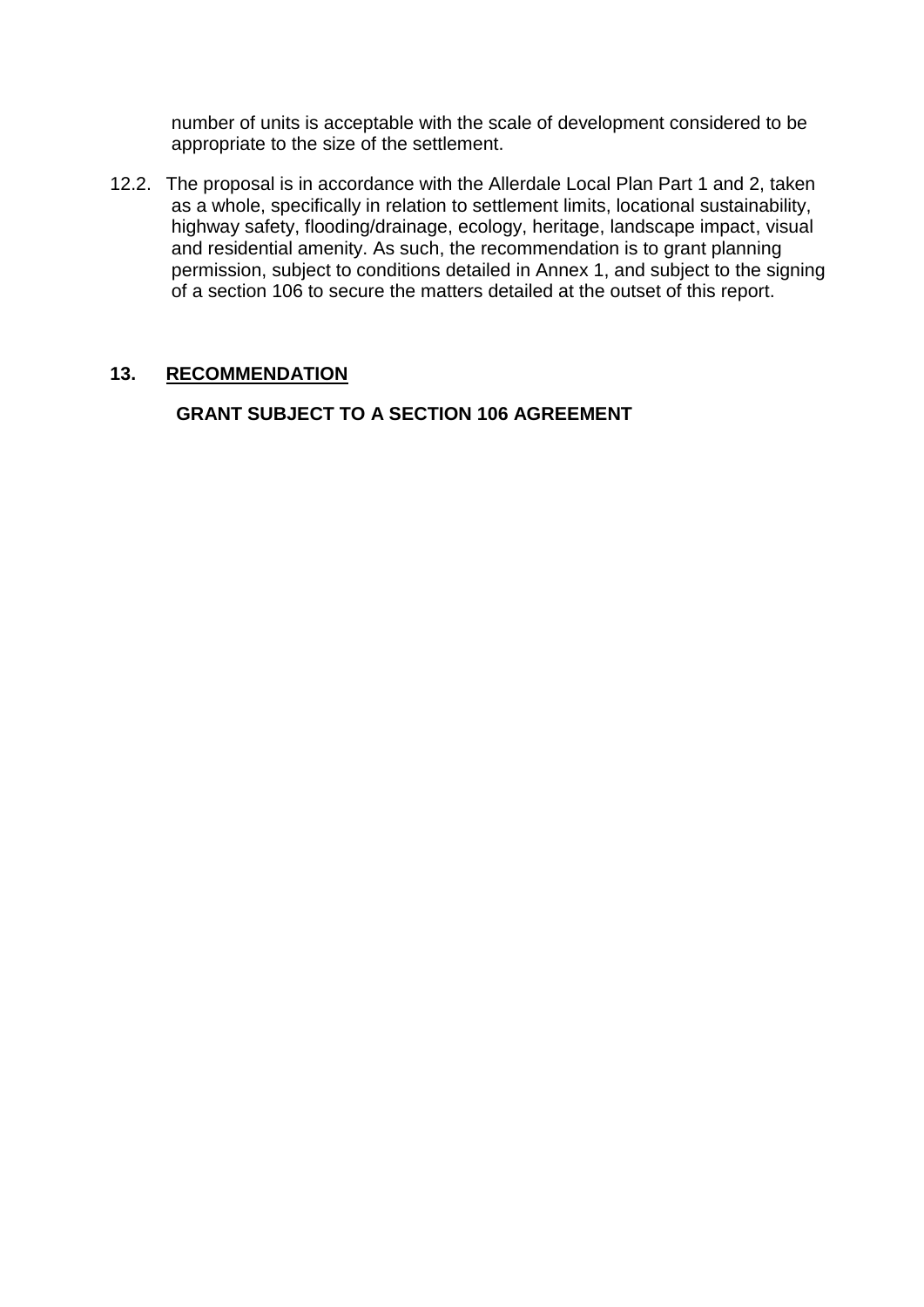number of units is acceptable with the scale of development considered to be appropriate to the size of the settlement.

12.2. The proposal is in accordance with the Allerdale Local Plan Part 1 and 2, taken as a whole, specifically in relation to settlement limits, locational sustainability, highway safety, flooding/drainage, ecology, heritage, landscape impact, visual and residential amenity. As such, the recommendation is to grant planning permission, subject to conditions detailed in Annex 1, and subject to the signing of a section 106 to secure the matters detailed at the outset of this report.

## 13. RECOMMENDATION

**GRANT SUBJECT TO A SECTION 106 AGREEMENT**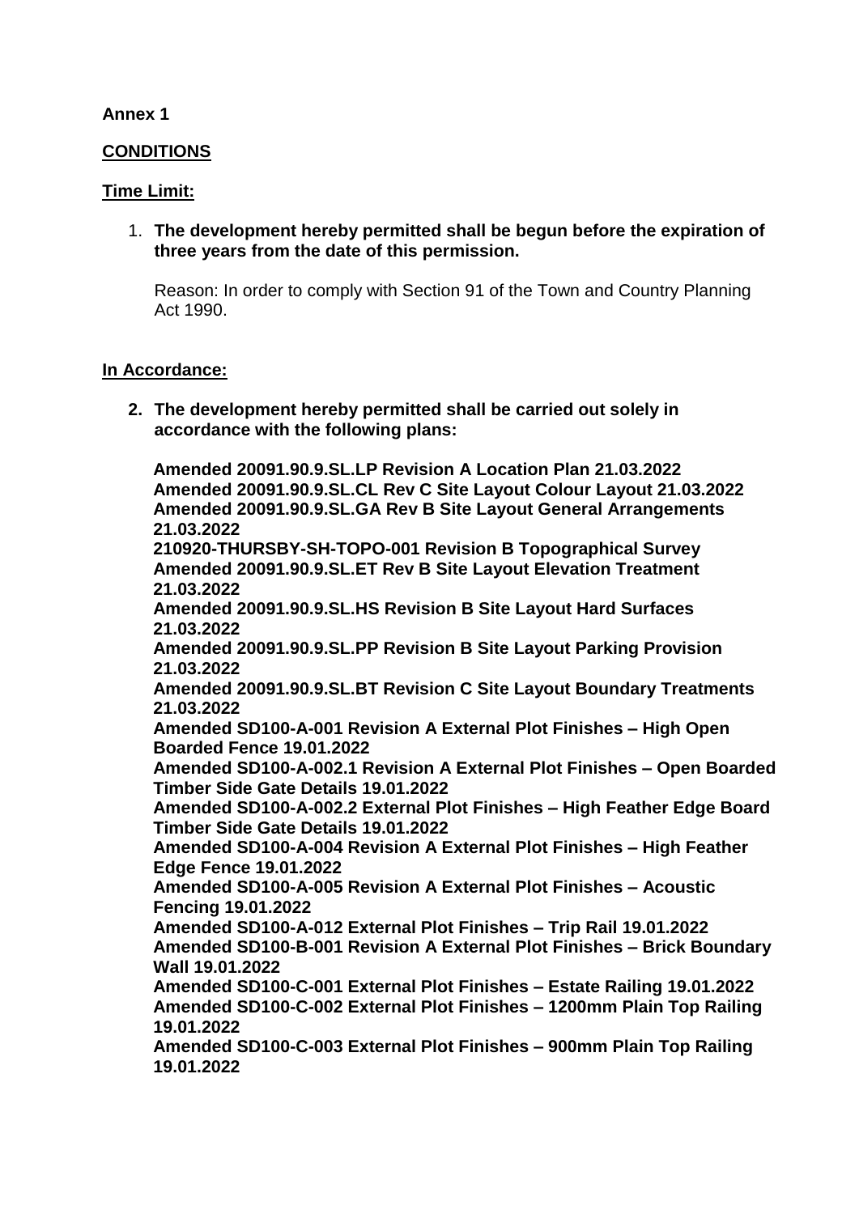**Annex 1**

**CONDITIONS**

**Time Limit:**

1. **The development hereby permitted shall be begun before the expiration of three years from the date of this permission.**

   Reason: In order to comply with Section 91 of the Town and Country Planning Act 1990.

**In Accordance:**

2. **The development hereby permitted shall be carried out solely in accordance with the following plans:**

   **Amended 20091.90.9.SL.LP Revision A Location Plan 21.03.2022**
   **Amended 20091.90.9.SL.CL Rev C Site Layout Colour Layout 21.03.2022**
   **Amended 20091.90.9.SL.GA Rev B Site Layout General Arrangements 21.03.2022**
   **210920-THURSBY-SH-TOPO-001 Revision B Topographical Survey**
   **Amended 20091.90.9.SL.ET Rev B Site Layout Elevation Treatment 21.03.2022**
   **Amended 20091.90.9.SL.HS Revision B Site Layout Hard Surfaces 21.03.2022**
   **Amended 20091.90.9.SL.PP Revision B Site Layout Parking Provision 21.03.2022**
   **Amended 20091.90.9.SL.BT Revision C Site Layout Boundary Treatments 21.03.2022**
   **Amended SD100-A-001 Revision A External Plot Finishes – High Open Boarded Fence 19.01.2022**
   **Amended SD100-A-002.1 Revision A External Plot Finishes – Open Boarded Timber Side Gate Details 19.01.2022**
   **Amended SD100-A-002.2 External Plot Finishes – High Feather Edge Board Timber Side Gate Details 19.01.2022**
   **Amended SD100-A-004 Revision A External Plot Finishes – High Feather Edge Fence 19.01.2022**
   **Amended SD100-A-005 Revision A External Plot Finishes – Acoustic Fencing 19.01.2022**
   **Amended SD100-A-012 External Plot Finishes – Trip Rail 19.01.2022**
   **Amended SD100-B-001 Revision A External Plot Finishes – Brick Boundary Wall 19.01.2022**
   **Amended SD100-C-001 External Plot Finishes – Estate Railing 19.01.2022**
   **Amended SD100-C-002 External Plot Finishes – 1200mm Plain Top Railing 19.01.2022**
   **Amended SD100-C-003 External Plot Finishes – 900mm Plain Top Railing 19.01.2022**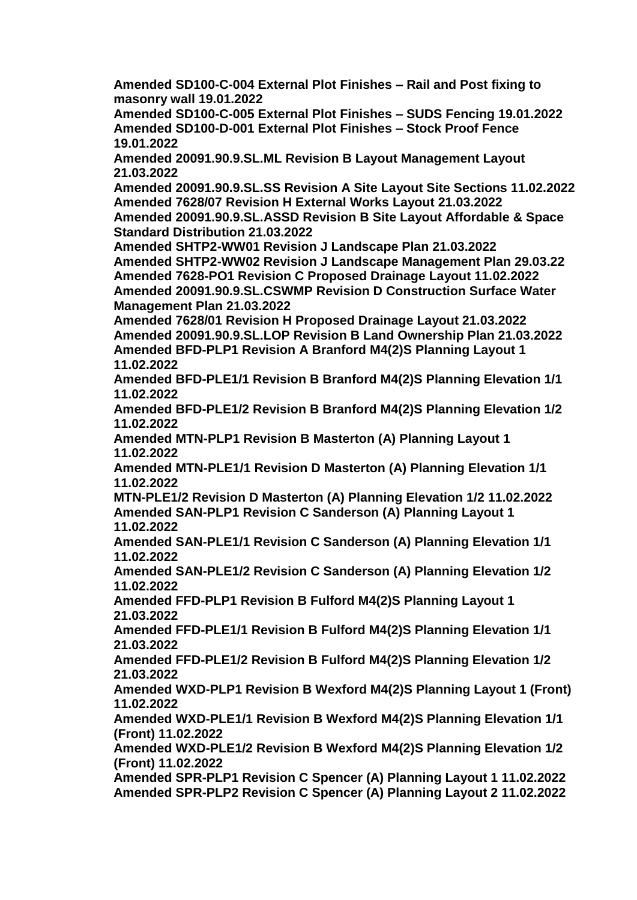**Amended SD100-C-004 External Plot Finishes – Rail and Post fixing to masonry wall 19.01.2022**
**Amended SD100-C-005 External Plot Finishes – SUDS Fencing 19.01.2022**
**Amended SD100-D-001 External Plot Finishes – Stock Proof Fence 19.01.2022**
**Amended 20091.90.9.SL.ML Revision B Layout Management Layout 21.03.2022**
**Amended 20091.90.9.SL.SS Revision A Site Layout Site Sections 11.02.2022**
**Amended 7628/07 Revision H External Works Layout 21.03.2022**
**Amended 20091.90.9.SL.ASSD Revision B Site Layout Affordable & Space Standard Distribution 21.03.2022**
**Amended SHTP2-WW01 Revision J Landscape Plan 21.03.2022**
**Amended SHTP2-WW02 Revision J Landscape Management Plan 29.03.22**
**Amended 7628-PO1 Revision C Proposed Drainage Layout 11.02.2022**
**Amended 20091.90.9.SL.CSWMP Revision D Construction Surface Water Management Plan 21.03.2022**
**Amended 7628/01 Revision H Proposed Drainage Layout 21.03.2022**
**Amended 20091.90.9.SL.LOP Revision B Land Ownership Plan 21.03.2022**
**Amended BFD-PLP1 Revision A Branford M4(2)S Planning Layout 1 11.02.2022**
**Amended BFD-PLE1/1 Revision B Branford M4(2)S Planning Elevation 1/1 11.02.2022**
**Amended BFD-PLE1/2 Revision B Branford M4(2)S Planning Elevation 1/2 11.02.2022**
**Amended MTN-PLP1 Revision B Masterton (A) Planning Layout 1 11.02.2022**
**Amended MTN-PLE1/1 Revision D Masterton (A) Planning Elevation 1/1 11.02.2022**
**MTN-PLE1/2 Revision D Masterton (A) Planning Elevation 1/2 11.02.2022**
**Amended SAN-PLP1 Revision C Sanderson (A) Planning Layout 1 11.02.2022**
**Amended SAN-PLE1/1 Revision C Sanderson (A) Planning Elevation 1/1 11.02.2022**
**Amended SAN-PLE1/2 Revision C Sanderson (A) Planning Elevation 1/2 11.02.2022**
**Amended FFD-PLP1 Revision B Fulford M4(2)S Planning Layout 1 21.03.2022**
**Amended FFD-PLE1/1 Revision B Fulford M4(2)S Planning Elevation 1/1 21.03.2022**
**Amended FFD-PLE1/2 Revision B Fulford M4(2)S Planning Elevation 1/2 21.03.2022**
**Amended WXD-PLP1 Revision B Wexford M4(2)S Planning Layout 1 (Front) 11.02.2022**
**Amended WXD-PLE1/1 Revision B Wexford M4(2)S Planning Elevation 1/1 (Front) 11.02.2022**
**Amended WXD-PLE1/2 Revision B Wexford M4(2)S Planning Elevation 1/2 (Front) 11.02.2022**
**Amended SPR-PLP1 Revision C Spencer (A) Planning Layout 1 11.02.2022**
**Amended SPR-PLP2 Revision C Spencer (A) Planning Layout 2 11.02.2022**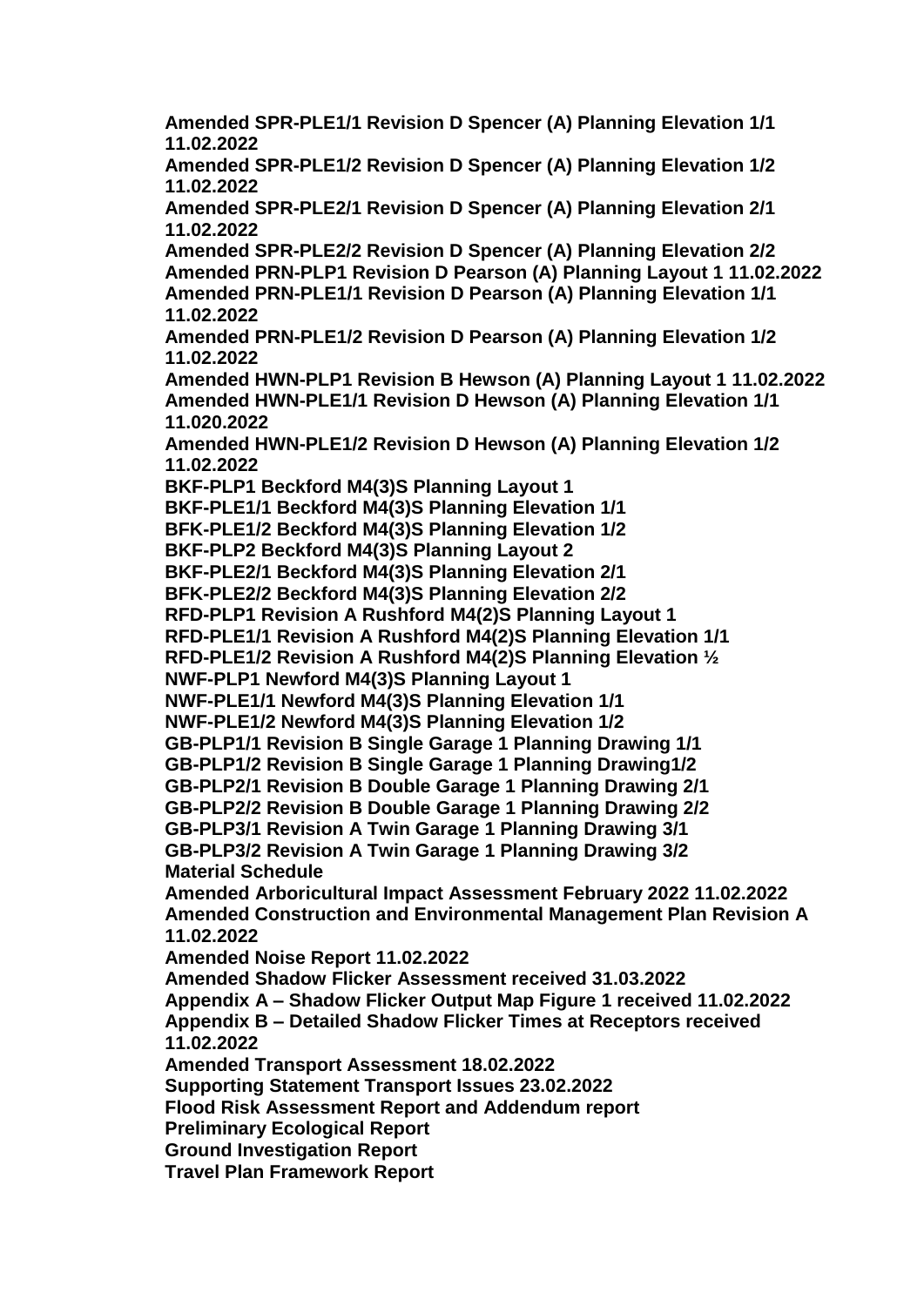**Amended SPR-PLE1/1 Revision D Spencer (A) Planning Elevation 1/1 11.02.2022**
**Amended SPR-PLE1/2 Revision D Spencer (A) Planning Elevation 1/2 11.02.2022**
**Amended SPR-PLE2/1 Revision D Spencer (A) Planning Elevation 2/1 11.02.2022**
**Amended SPR-PLE2/2 Revision D Spencer (A) Planning Elevation 2/2**
**Amended PRN-PLP1 Revision D Pearson (A) Planning Layout 1 11.02.2022**
**Amended PRN-PLE1/1 Revision D Pearson (A) Planning Elevation 1/1 11.02.2022**
**Amended PRN-PLE1/2 Revision D Pearson (A) Planning Elevation 1/2 11.02.2022**
**Amended HWN-PLP1 Revision B Hewson (A) Planning Layout 1 11.02.2022**
**Amended HWN-PLE1/1 Revision D Hewson (A) Planning Elevation 1/1 11.020.2022**
**Amended HWN-PLE1/2 Revision D Hewson (A) Planning Elevation 1/2 11.02.2022**
**BKF-PLP1 Beckford M4(3)S Planning Layout 1**
**BKF-PLE1/1 Beckford M4(3)S Planning Elevation 1/1**
**BFK-PLE1/2 Beckford M4(3)S Planning Elevation 1/2**
**BKF-PLP2 Beckford M4(3)S Planning Layout 2**
**BKF-PLE2/1 Beckford M4(3)S Planning Elevation 2/1**
**BFK-PLE2/2 Beckford M4(3)S Planning Elevation 2/2**
**RFD-PLP1 Revision A Rushford M4(2)S Planning Layout 1**
**RFD-PLE1/1 Revision A Rushford M4(2)S Planning Elevation 1/1**
**RFD-PLE1/2 Revision A Rushford M4(2)S Planning Elevation ½**
**NWF-PLP1 Newford M4(3)S Planning Layout 1**
**NWF-PLE1/1 Newford M4(3)S Planning Elevation 1/1**
**NWF-PLE1/2 Newford M4(3)S Planning Elevation 1/2**
**GB-PLP1/1 Revision B Single Garage 1 Planning Drawing 1/1**
**GB-PLP1/2 Revision B Single Garage 1 Planning Drawing1/2**
**GB-PLP2/1 Revision B Double Garage 1 Planning Drawing 2/1**
**GB-PLP2/2 Revision B Double Garage 1 Planning Drawing 2/2**
**GB-PLP3/1 Revision A Twin Garage 1 Planning Drawing 3/1**
**GB-PLP3/2 Revision A Twin Garage 1 Planning Drawing 3/2**
**Material Schedule**
**Amended Arboricultural Impact Assessment February 2022 11.02.2022**
**Amended Construction and Environmental Management Plan Revision A 11.02.2022**
**Amended Noise Report 11.02.2022**
**Amended Shadow Flicker Assessment received 31.03.2022**
**Appendix A – Shadow Flicker Output Map Figure 1 received 11.02.2022**
**Appendix B – Detailed Shadow Flicker Times at Receptors received 11.02.2022**
**Amended Transport Assessment 18.02.2022**
**Supporting Statement Transport Issues 23.02.2022**
**Flood Risk Assessment Report and Addendum report**
**Preliminary Ecological Report**
**Ground Investigation Report**
**Travel Plan Framework Report**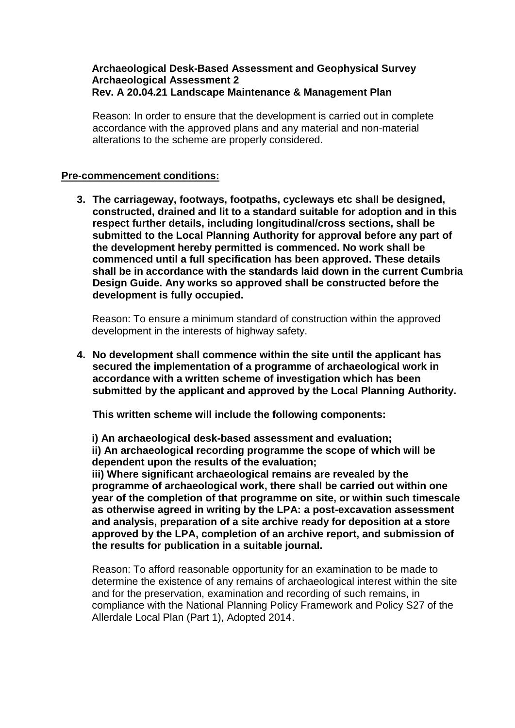**Archaeological Desk-Based Assessment and Geophysical Survey**
**Archaeological Assessment 2**
**Rev. A 20.04.21 Landscape Maintenance & Management Plan**

Reason: In order to ensure that the development is carried out in complete accordance with the approved plans and any material and non-material alterations to the scheme are properly considered.

**<u>Pre-commencement conditions:</u>**

3. **The carriageway, footways, footpaths, cycleways etc shall be designed, constructed, drained and lit to a standard suitable for adoption and in this respect further details, including longitudinal/cross sections, shall be submitted to the Local Planning Authority for approval before any part of the development hereby permitted is commenced. No work shall be commenced until a full specification has been approved. These details shall be in accordance with the standards laid down in the current Cumbria Design Guide. Any works so approved shall be constructed before the development is fully occupied.**

   Reason: To ensure a minimum standard of construction within the approved development in the interests of highway safety.

4. **No development shall commence within the site until the applicant has secured the implementation of a programme of archaeological work in accordance with a written scheme of investigation which has been submitted by the applicant and approved by the Local Planning Authority.**

   **This written scheme will include the following components:**

   **i) An archaeological desk-based assessment and evaluation;**
   **ii) An archaeological recording programme the scope of which will be dependent upon the results of the evaluation;**
   **iii) Where significant archaeological remains are revealed by the programme of archaeological work, there shall be carried out within one year of the completion of that programme on site, or within such timescale as otherwise agreed in writing by the LPA: a post-excavation assessment and analysis, preparation of a site archive ready for deposition at a store approved by the LPA, completion of an archive report, and submission of the results for publication in a suitable journal.**

   Reason: To afford reasonable opportunity for an examination to be made to determine the existence of any remains of archaeological interest within the site and for the preservation, examination and recording of such remains, in compliance with the National Planning Policy Framework and Policy S27 of the Allerdale Local Plan (Part 1), Adopted 2014.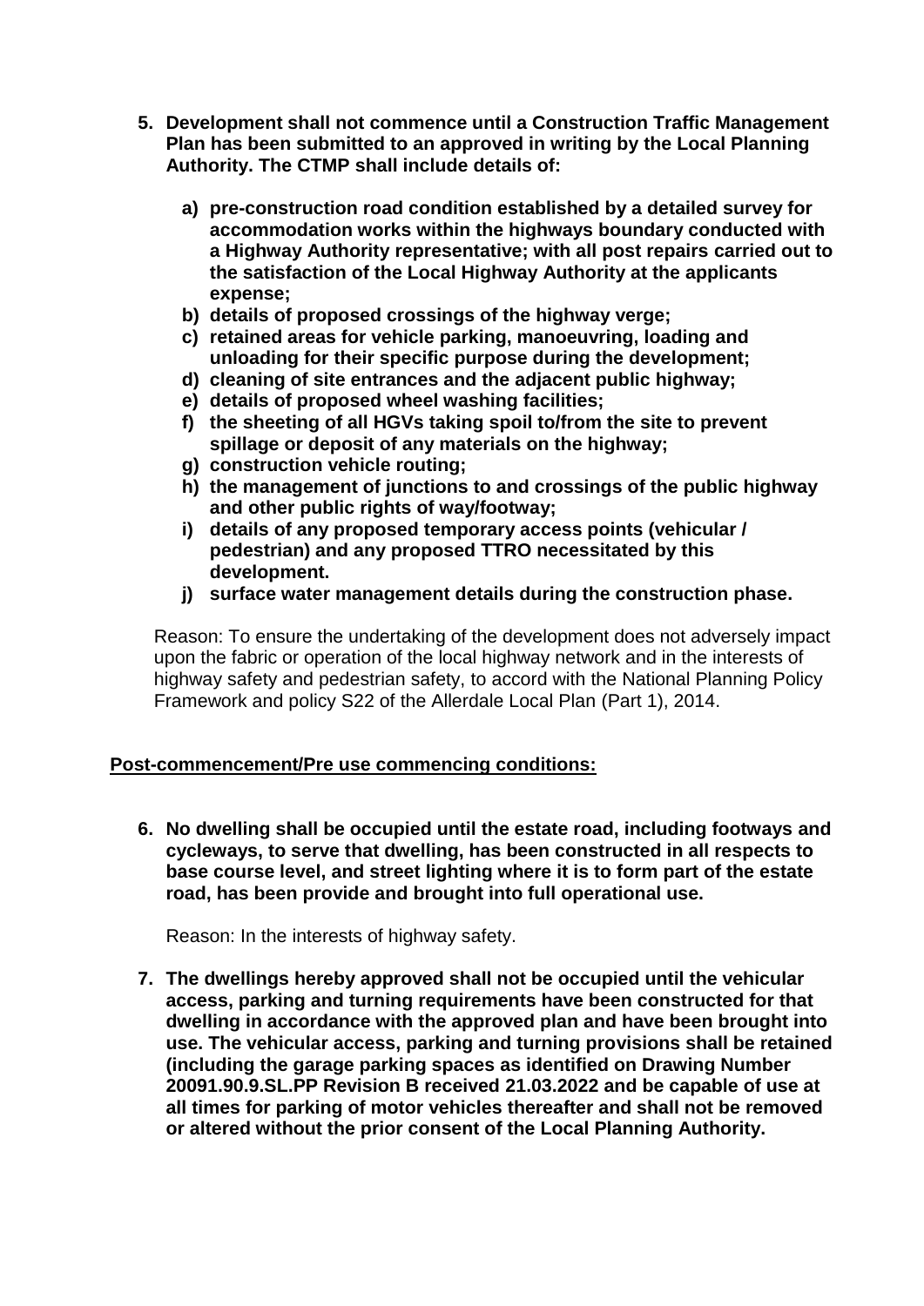5. **Development shall not commence until a Construction Traffic Management Plan has been submitted to an approved in writing by the Local Planning Authority. The CTMP shall include details of:**

    a) **pre-construction road condition established by a detailed survey for accommodation works within the highways boundary conducted with a Highway Authority representative; with all post repairs carried out to the satisfaction of the Local Highway Authority at the applicants expense;**
    b) **details of proposed crossings of the highway verge;**
    c) **retained areas for vehicle parking, manoeuvring, loading and unloading for their specific purpose during the development;**
    d) **cleaning of site entrances and the adjacent public highway;**
    e) **details of proposed wheel washing facilities;**
    f) **the sheeting of all HGVs taking spoil to/from the site to prevent spillage or deposit of any materials on the highway;**
    g) **construction vehicle routing;**
    h) **the management of junctions to and crossings of the public highway and other public rights of way/footway;**
    i) **details of any proposed temporary access points (vehicular / pedestrian) and any proposed TTRO necessitated by this development.**
    j) **surface water management details during the construction phase.**

    Reason: To ensure the undertaking of the development does not adversely impact upon the fabric or operation of the local highway network and in the interests of highway safety and pedestrian safety, to accord with the National Planning Policy Framework and policy S22 of the Allerdale Local Plan (Part 1), 2014.

**Post-commencement/Pre use commencing conditions:**

6. **No dwelling shall be occupied until the estate road, including footways and cycleways, to serve that dwelling, has been constructed in all respects to base course level, and street lighting where it is to form part of the estate road, has been provide and brought into full operational use.**

    Reason: In the interests of highway safety.

7. **The dwellings hereby approved shall not be occupied until the vehicular access, parking and turning requirements have been constructed for that dwelling in accordance with the approved plan and have been brought into use. The vehicular access, parking and turning provisions shall be retained (including the garage parking spaces as identified on Drawing Number 20091.90.9.SL.PP Revision B received 21.03.2022 and be capable of use at all times for parking of motor vehicles thereafter and shall not be removed or altered without the prior consent of the Local Planning Authority.**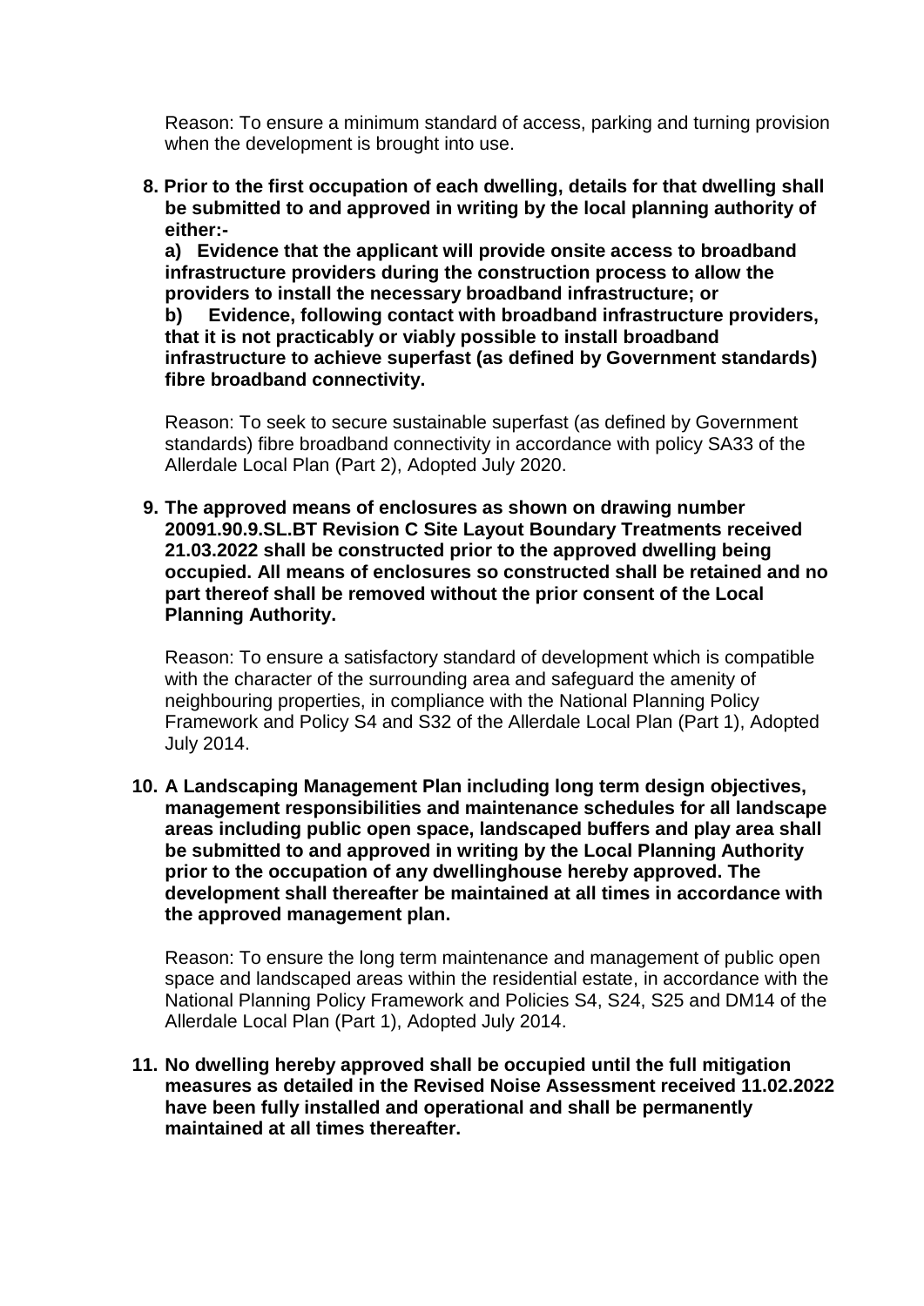Reason: To ensure a minimum standard of access, parking and turning provision when the development is brought into use.

8. **Prior to the first occupation of each dwelling, details for that dwelling shall be submitted to and approved in writing by the local planning authority of either:-**

   **a) Evidence that the applicant will provide onsite access to broadband infrastructure providers during the construction process to allow the providers to install the necessary broadband infrastructure; or**

   **b) Evidence, following contact with broadband infrastructure providers, that it is not practicably or viably possible to install broadband infrastructure to achieve superfast (as defined by Government standards) fibre broadband connectivity.**

   Reason: To seek to secure sustainable superfast (as defined by Government standards) fibre broadband connectivity in accordance with policy SA33 of the Allerdale Local Plan (Part 2), Adopted July 2020.

9. **The approved means of enclosures as shown on drawing number 20091.90.9.SL.BT Revision C Site Layout Boundary Treatments received 21.03.2022 shall be constructed prior to the approved dwelling being occupied. All means of enclosures so constructed shall be retained and no part thereof shall be removed without the prior consent of the Local Planning Authority.**

   Reason: To ensure a satisfactory standard of development which is compatible with the character of the surrounding area and safeguard the amenity of neighbouring properties, in compliance with the National Planning Policy Framework and Policy S4 and S32 of the Allerdale Local Plan (Part 1), Adopted July 2014.

10. **A Landscaping Management Plan including long term design objectives, management responsibilities and maintenance schedules for all landscape areas including public open space, landscaped buffers and play area shall be submitted to and approved in writing by the Local Planning Authority prior to the occupation of any dwellinghouse hereby approved. The development shall thereafter be maintained at all times in accordance with the approved management plan.**

    Reason: To ensure the long term maintenance and management of public open space and landscaped areas within the residential estate, in accordance with the National Planning Policy Framework and Policies S4, S24, S25 and DM14 of the Allerdale Local Plan (Part 1), Adopted July 2014.

11. **No dwelling hereby approved shall be occupied until the full mitigation measures as detailed in the Revised Noise Assessment received 11.02.2022 have been fully installed and operational and shall be permanently maintained at all times thereafter.**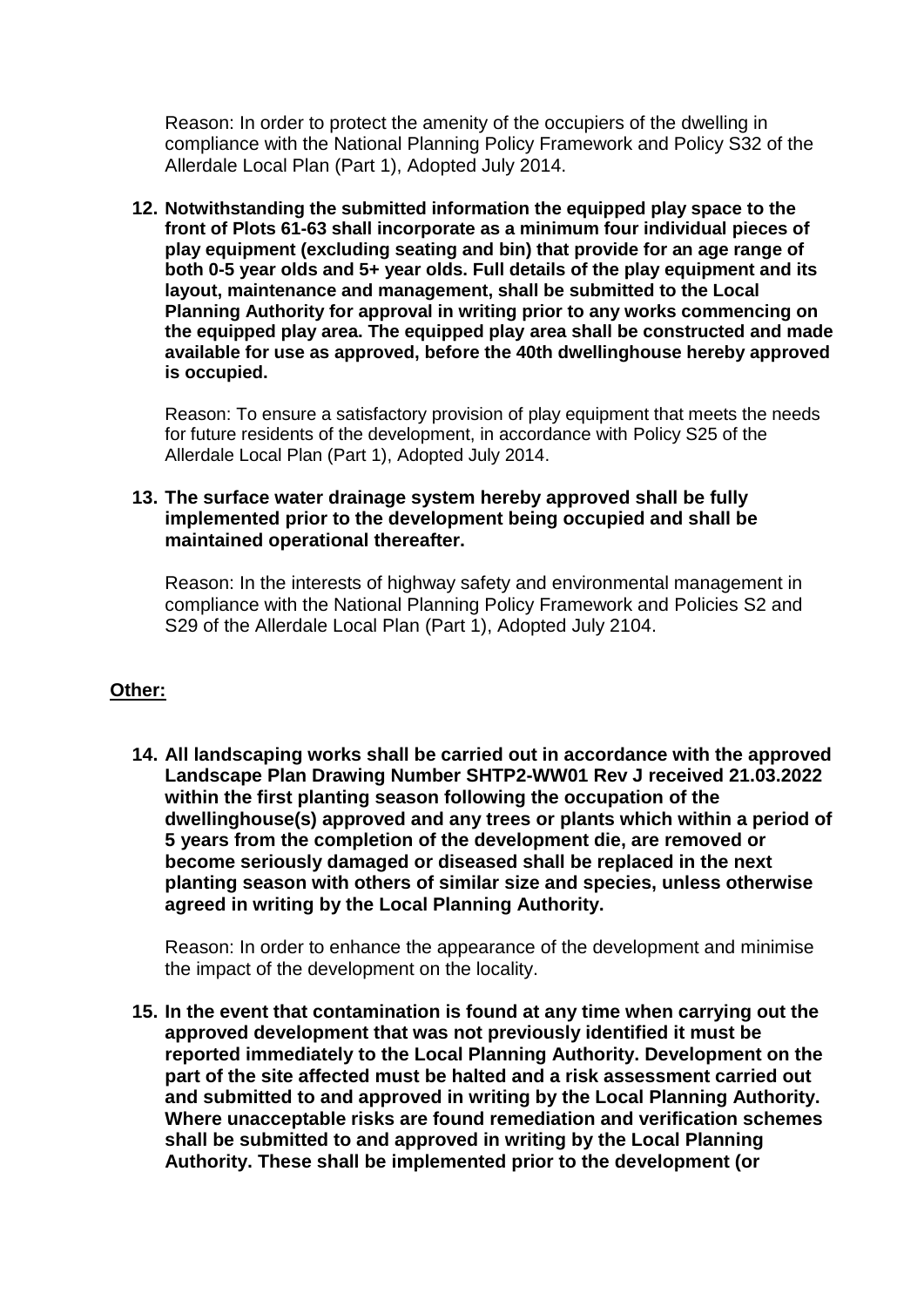Reason: In order to protect the amenity of the occupiers of the dwelling in compliance with the National Planning Policy Framework and Policy S32 of the Allerdale Local Plan (Part 1), Adopted July 2014.

12. **Notwithstanding the submitted information the equipped play space to the front of Plots 61-63 shall incorporate as a minimum four individual pieces of play equipment (excluding seating and bin) that provide for an age range of both 0-5 year olds and 5+ year olds. Full details of the play equipment and its layout, maintenance and management, shall be submitted to the Local Planning Authority for approval in writing prior to any works commencing on the equipped play area. The equipped play area shall be constructed and made available for use as approved, before the 40th dwellinghouse hereby approved is occupied.**

    Reason: To ensure a satisfactory provision of play equipment that meets the needs for future residents of the development, in accordance with Policy S25 of the Allerdale Local Plan (Part 1), Adopted July 2014.

13. **The surface water drainage system hereby approved shall be fully implemented prior to the development being occupied and shall be maintained operational thereafter.**

    Reason: In the interests of highway safety and environmental management in compliance with the National Planning Policy Framework and Policies S2 and S29 of the Allerdale Local Plan (Part 1), Adopted July 2104.

**Other:**

14. **All landscaping works shall be carried out in accordance with the approved Landscape Plan Drawing Number SHTP2-WW01 Rev J received 21.03.2022 within the first planting season following the occupation of the dwellinghouse(s) approved and any trees or plants which within a period of 5 years from the completion of the development die, are removed or become seriously damaged or diseased shall be replaced in the next planting season with others of similar size and species, unless otherwise agreed in writing by the Local Planning Authority.**

    Reason: In order to enhance the appearance of the development and minimise the impact of the development on the locality.

15. **In the event that contamination is found at any time when carrying out the approved development that was not previously identified it must be reported immediately to the Local Planning Authority. Development on the part of the site affected must be halted and a risk assessment carried out and submitted to and approved in writing by the Local Planning Authority. Where unacceptable risks are found remediation and verification schemes shall be submitted to and approved in writing by the Local Planning Authority. These shall be implemented prior to the development (or**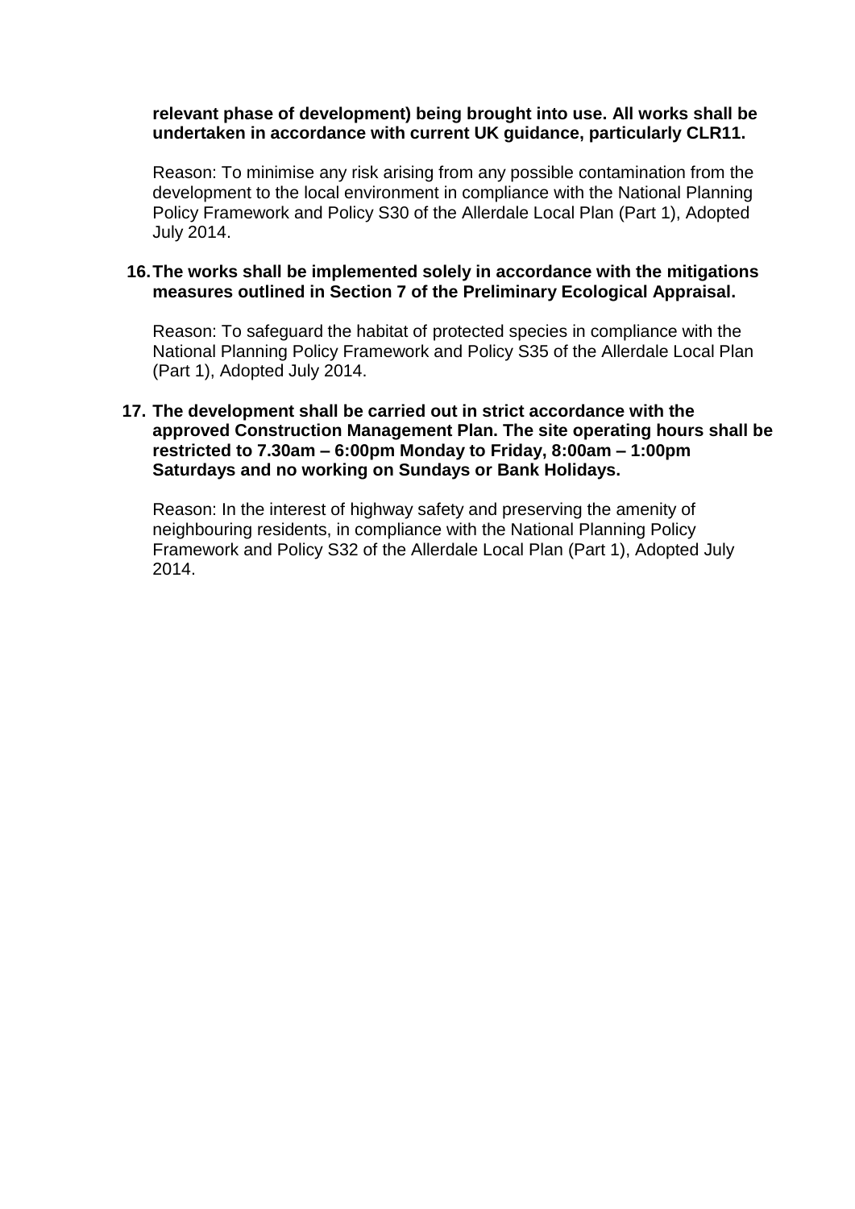**relevant phase of development) being brought into use. All works shall be undertaken in accordance with current UK guidance, particularly CLR11.**

Reason: To minimise any risk arising from any possible contamination from the development to the local environment in compliance with the National Planning Policy Framework and Policy S30 of the Allerdale Local Plan (Part 1), Adopted July 2014.

16. **The works shall be implemented solely in accordance with the mitigations measures outlined in Section 7 of the Preliminary Ecological Appraisal.**

    Reason: To safeguard the habitat of protected species in compliance with the National Planning Policy Framework and Policy S35 of the Allerdale Local Plan (Part 1), Adopted July 2014.

17. **The development shall be carried out in strict accordance with the approved Construction Management Plan. The site operating hours shall be restricted to 7.30am – 6:00pm Monday to Friday, 8:00am – 1:00pm Saturdays and no working on Sundays or Bank Holidays.**

    Reason: In the interest of highway safety and preserving the amenity of neighbouring residents, in compliance with the National Planning Policy Framework and Policy S32 of the Allerdale Local Plan (Part 1), Adopted July 2014.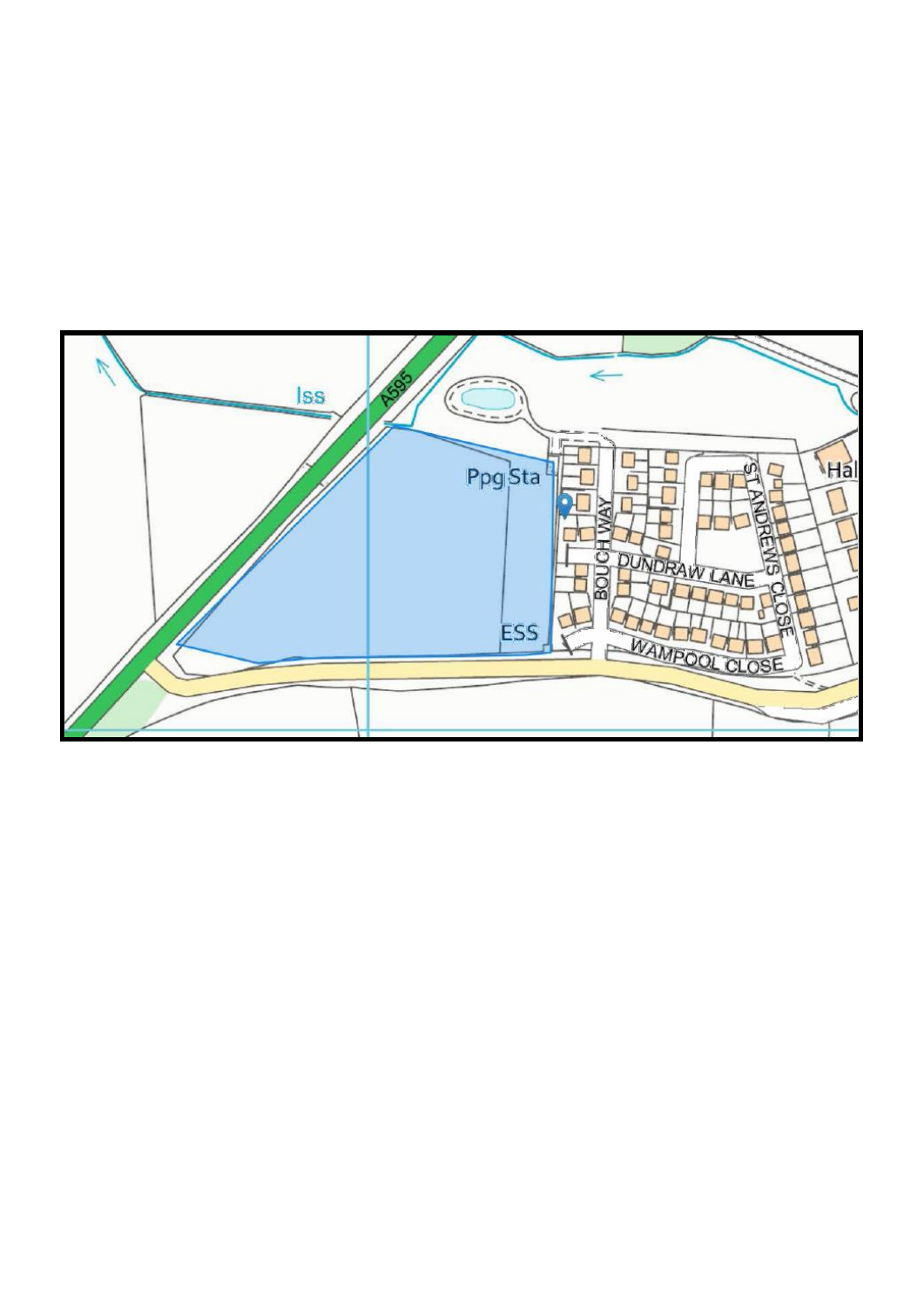Iss

A595

Ppg Sta

ESS

BOUCH WAY

DUNDRAW LANE

ST ANDREWS CLOSE

WAMPOOL CLOSE

Hal